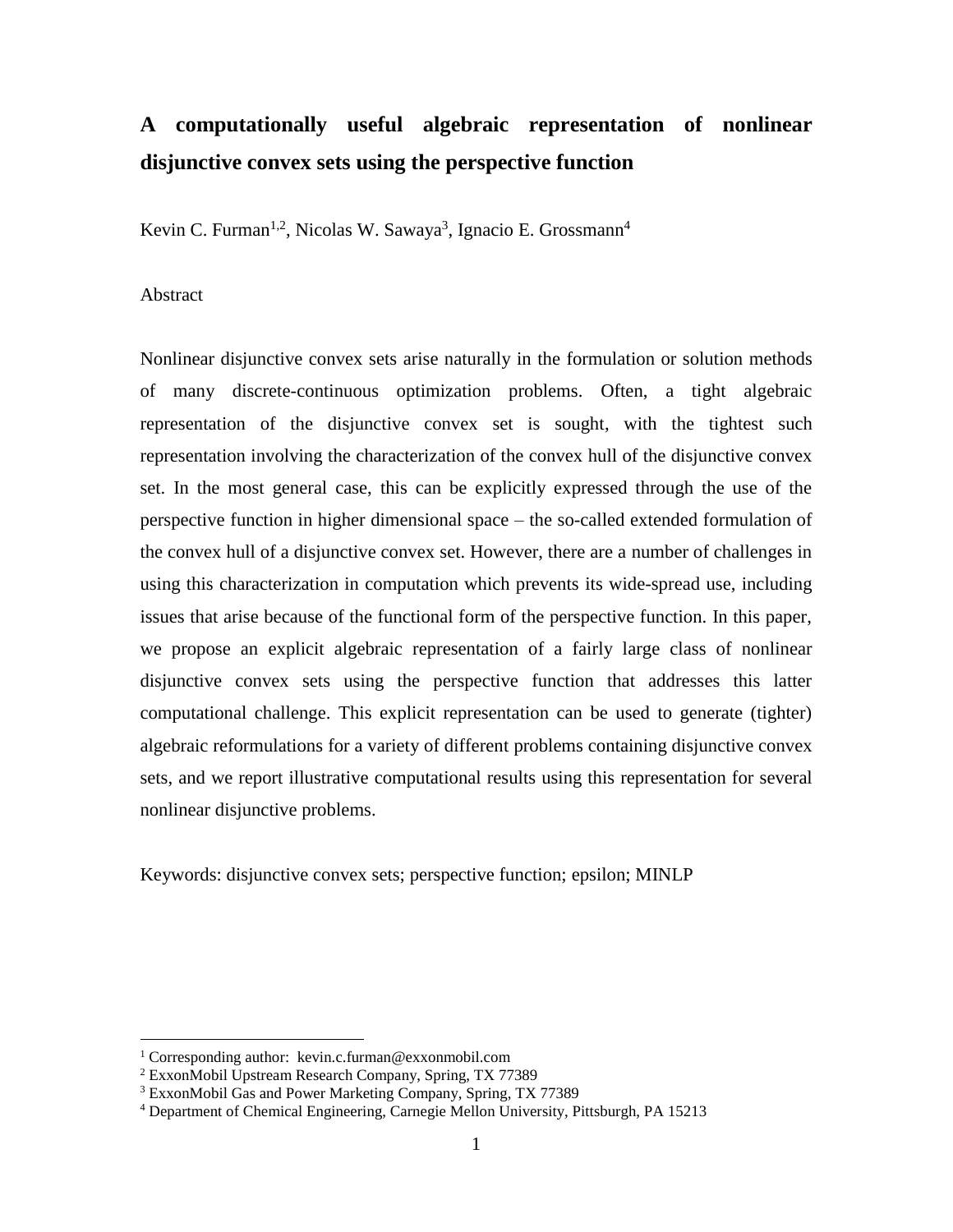# A computationally useful algebraic representation of nonlinear disjunctive convex sets using the perspective function

Kevin C. Furman[1,2], Nicolas W. Sawaya[3], Ignacio E. Grossmann[4]

Abstract

Nonlinear disjunctive convex sets arise naturally in the formulation or solution methods of many discrete-continuous optimization problems. Often, a tight algebraic representation of the disjunctive convex set is sought, with the tightest such representation involving the characterization of the convex hull of the disjunctive convex set. In the most general case, this can be explicitly expressed through the use of the perspective function in higher dimensional space – the so-called extended formulation of the convex hull of a disjunctive convex set. However, there are a number of challenges in using this characterization in computation which prevents its wide-spread use, including issues that arise because of the functional form of the perspective function. In this paper, we propose an explicit algebraic representation of a fairly large class of nonlinear disjunctive convex sets using the perspective function that addresses this latter computational challenge. This explicit representation can be used to generate (tighter) algebraic reformulations for a variety of different problems containing disjunctive convex sets, and we report illustrative computational results using this representation for several nonlinear disjunctive problems.

Keywords: disjunctive convex sets; perspective function; epsilon; MINLP

---

[1] Corresponding author: kevin.c.furman@exxonmobil.com

[2] ExxonMobil Upstream Research Company, Spring, TX 77389

[3] ExxonMobil Gas and Power Marketing Company, Spring, TX 77389

[4] Department of Chemical Engineering, Carnegie Mellon University, Pittsburgh, PA 15213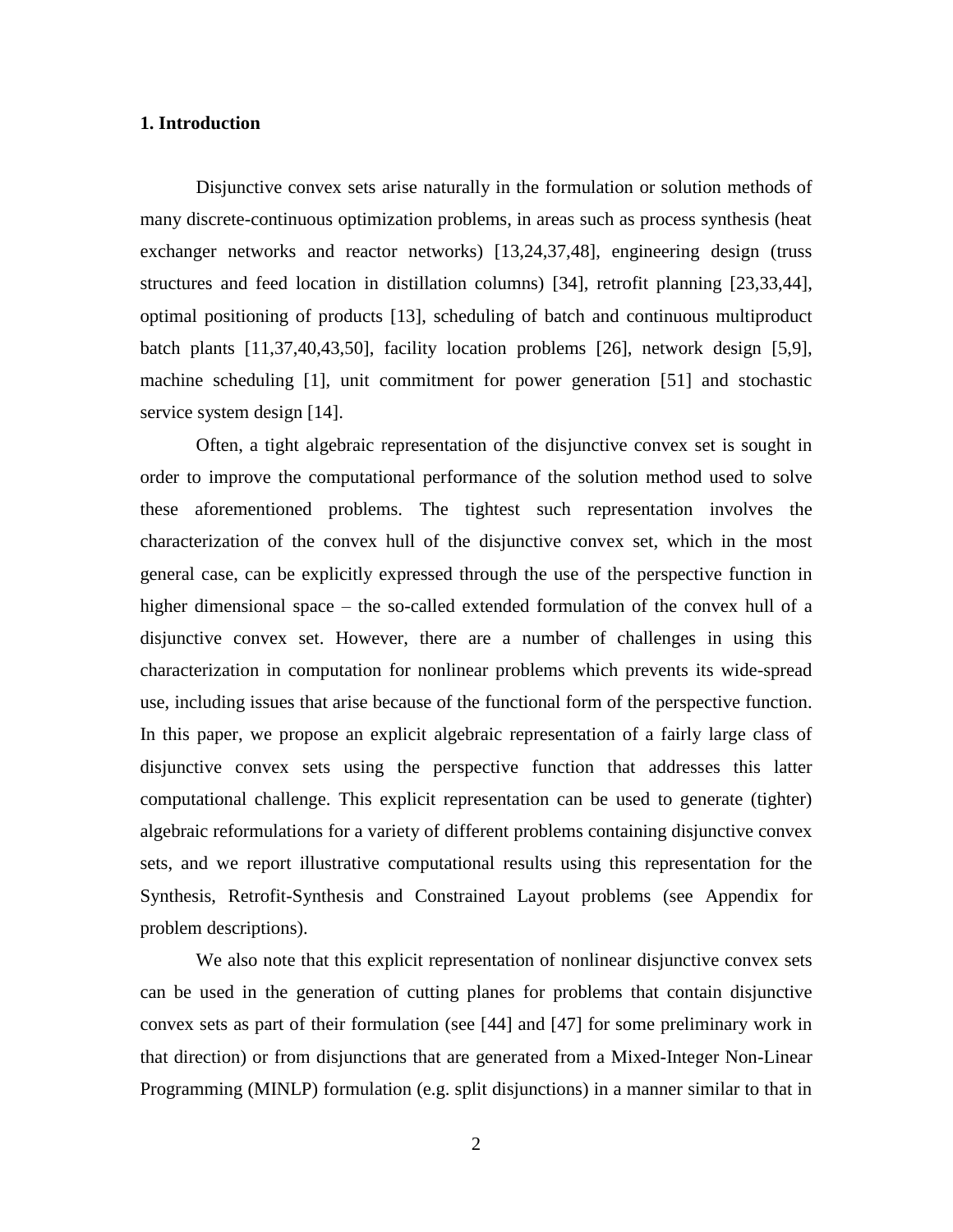## 1. Introduction

Disjunctive convex sets arise naturally in the formulation or solution methods of many discrete-continuous optimization problems, in areas such as process synthesis (heat exchanger networks and reactor networks) [13,24,37,48], engineering design (truss structures and feed location in distillation columns) [34], retrofit planning [23,33,44], optimal positioning of products [13], scheduling of batch and continuous multiproduct batch plants [11,37,40,43,50], facility location problems [26], network design [5,9], machine scheduling [1], unit commitment for power generation [51] and stochastic service system design [14].

Often, a tight algebraic representation of the disjunctive convex set is sought in order to improve the computational performance of the solution method used to solve these aforementioned problems. The tightest such representation involves the characterization of the convex hull of the disjunctive convex set, which in the most general case, can be explicitly expressed through the use of the perspective function in higher dimensional space – the so-called extended formulation of the convex hull of a disjunctive convex set. However, there are a number of challenges in using this characterization in computation for nonlinear problems which prevents its wide-spread use, including issues that arise because of the functional form of the perspective function. In this paper, we propose an explicit algebraic representation of a fairly large class of disjunctive convex sets using the perspective function that addresses this latter computational challenge. This explicit representation can be used to generate (tighter) algebraic reformulations for a variety of different problems containing disjunctive convex sets, and we report illustrative computational results using this representation for the Synthesis, Retrofit-Synthesis and Constrained Layout problems (see Appendix for problem descriptions).

We also note that this explicit representation of nonlinear disjunctive convex sets can be used in the generation of cutting planes for problems that contain disjunctive convex sets as part of their formulation (see [44] and [47] for some preliminary work in that direction) or from disjunctions that are generated from a Mixed-Integer Non-Linear Programming (MINLP) formulation (e.g. split disjunctions) in a manner similar to that in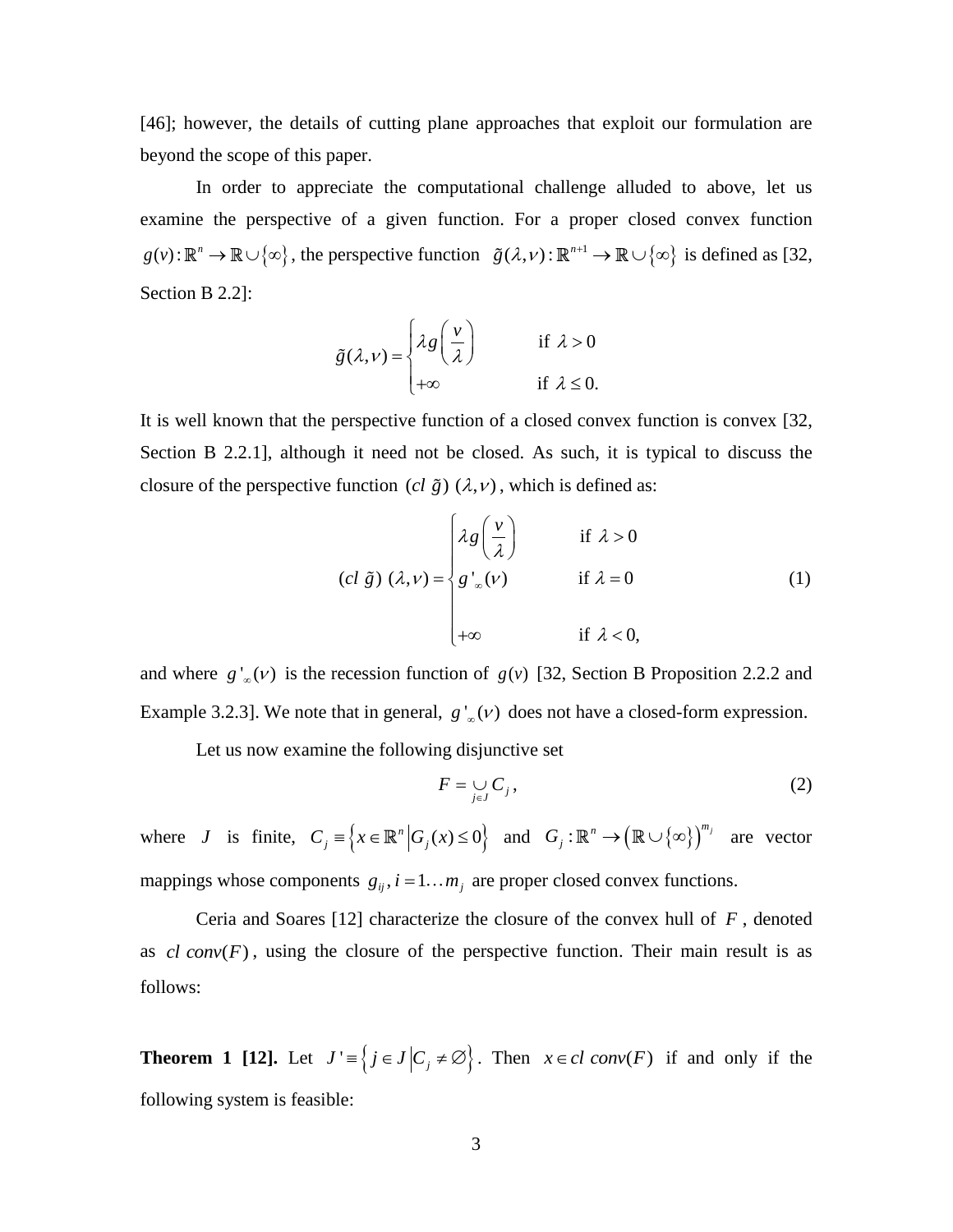[46]; however, the details of cutting plane approaches that exploit our formulation are beyond the scope of this paper.

In order to appreciate the computational challenge alluded to above, let us examine the perspective of a given function. For a proper closed convex function $g(v):\mathbb{R}^n \to \mathbb{R}\cup\{\infty\}$, the perspective function $\tilde{g}(\lambda,v):\mathbb{R}^{n+1} \to \mathbb{R}\cup\{\infty\}$ is defined as [32, Section B 2.2]:

$$\tilde{g}(\lambda,v) = \begin{cases} \lambda g\left(\dfrac{v}{\lambda}\right) & \text{if } \lambda > 0 \\ +\infty & \text{if } \lambda \leq 0. \end{cases}$$

It is well known that the perspective function of a closed convex function is convex [32, Section B 2.2.1], although it need not be closed. As such, it is typical to discuss the closure of the perspective function $(cl\ \tilde{g})\ (\lambda,v)$, which is defined as:

$$(cl\ \tilde{g})\ (\lambda,v) = \begin{cases} \lambda g\left(\dfrac{v}{\lambda}\right) & \text{if } \lambda > 0 \\ g'_{\infty}(v) & \text{if } \lambda = 0 \\ +\infty & \text{if } \lambda < 0, \end{cases} \tag{1}$$

and where $g'_{\infty}(v)$ is the recession function of $g(v)$ [32, Section B Proposition 2.2.2 and Example 3.2.3]. We note that in general, $g'_{\infty}(v)$ does not have a closed-form expression.

Let us now examine the following disjunctive set

$$F = \underset{j\in J}{\cup} C_j, \tag{2}$$

where $J$ is finite, $C_j \equiv \left\{x \in \mathbb{R}^n \middle| G_j(x) \leq 0\right\}$ and $G_j : \mathbb{R}^n \to \left(\mathbb{R}\cup\{\infty\}\right)^{m_j}$ are vector mappings whose components $g_{ij}, i = 1\ldots m_j$ are proper closed convex functions.

Ceria and Soares [12] characterize the closure of the convex hull of $F$, denoted as $cl\ conv(F)$, using the closure of the perspective function. Their main result is as follows:

**Theorem 1 [12].** Let $J' \equiv \left\{j \in J \middle| C_j \neq \varnothing\right\}$. Then $x \in cl\ conv(F)$ if and only if the following system is feasible: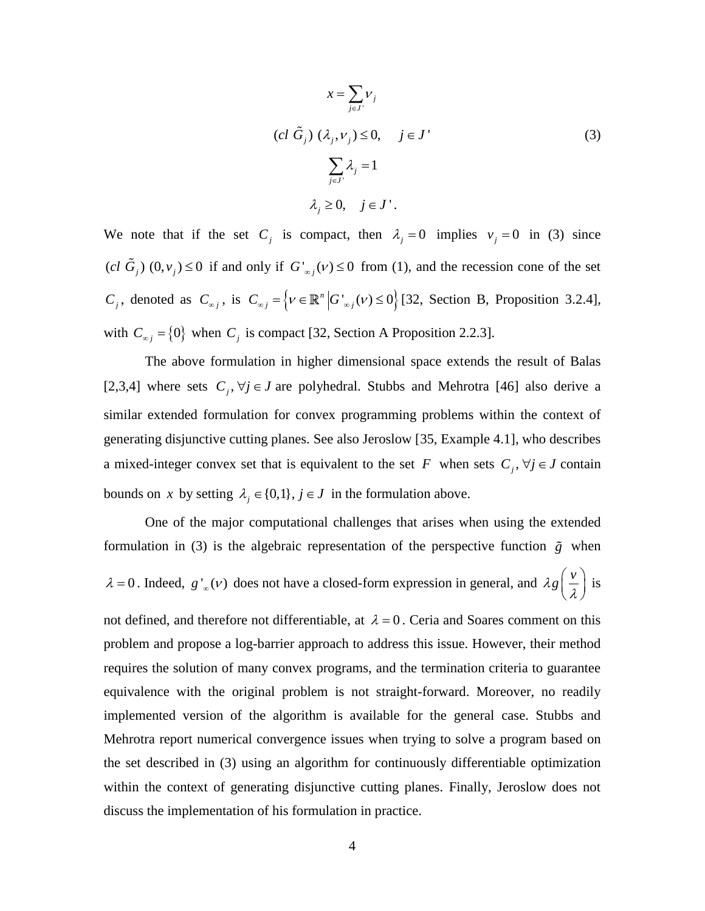$$
\begin{aligned}
x &= \sum_{j \in J'} \nu_j \\
(cl\ \tilde{G}_j)\ (\lambda_j, \nu_j) &\le 0, \quad j \in J' \\
\sum_{j \in J'} \lambda_j &= 1 \\
\lambda_j &\ge 0, \quad j \in J'.
\end{aligned}
\tag{3}
$$

We note that if the set $C_j$ is compact, then $\lambda_j = 0$ implies $\nu_j = 0$ in (3) since $(cl\ \tilde{G}_j)\ (0, \nu_j) \le 0$ if and only if $G'_{\infty j}(\nu) \le 0$ from (1), and the recession cone of the set $C_j$, denoted as $C_{\infty j}$, is $C_{\infty j} = \left\{ \nu \in \mathbb{R}^n \left| G'_{\infty j}(\nu) \le 0 \right. \right\}$ [32, Section B, Proposition 3.2.4], with $C_{\infty j} = \{0\}$ when $C_j$ is compact [32, Section A Proposition 2.2.3].

The above formulation in higher dimensional space extends the result of Balas [2,3,4] where sets $C_j, \forall j \in J$ are polyhedral. Stubbs and Mehrotra [46] also derive a similar extended formulation for convex programming problems within the context of generating disjunctive cutting planes. See also Jeroslow [35, Example 4.1], who describes a mixed-integer convex set that is equivalent to the set $F$ when sets $C_j, \forall j \in J$ contain bounds on $x$ by setting $\lambda_j \in \{0,1\}, j \in J$ in the formulation above.

One of the major computational challenges that arises when using the extended formulation in (3) is the algebraic representation of the perspective function $\tilde{g}$ when $\lambda = 0$. Indeed, $g'_{\infty}(\nu)$ does not have a closed-form expression in general, and $\lambda g\left(\frac{\nu}{\lambda}\right)$ is not defined, and therefore not differentiable, at $\lambda = 0$. Ceria and Soares comment on this problem and propose a log-barrier approach to address this issue. However, their method requires the solution of many convex programs, and the termination criteria to guarantee equivalence with the original problem is not straight-forward. Moreover, no readily implemented version of the algorithm is available for the general case. Stubbs and Mehrotra report numerical convergence issues when trying to solve a program based on the set described in (3) using an algorithm for continuously differentiable optimization within the context of generating disjunctive cutting planes. Finally, Jeroslow does not discuss the implementation of his formulation in practice.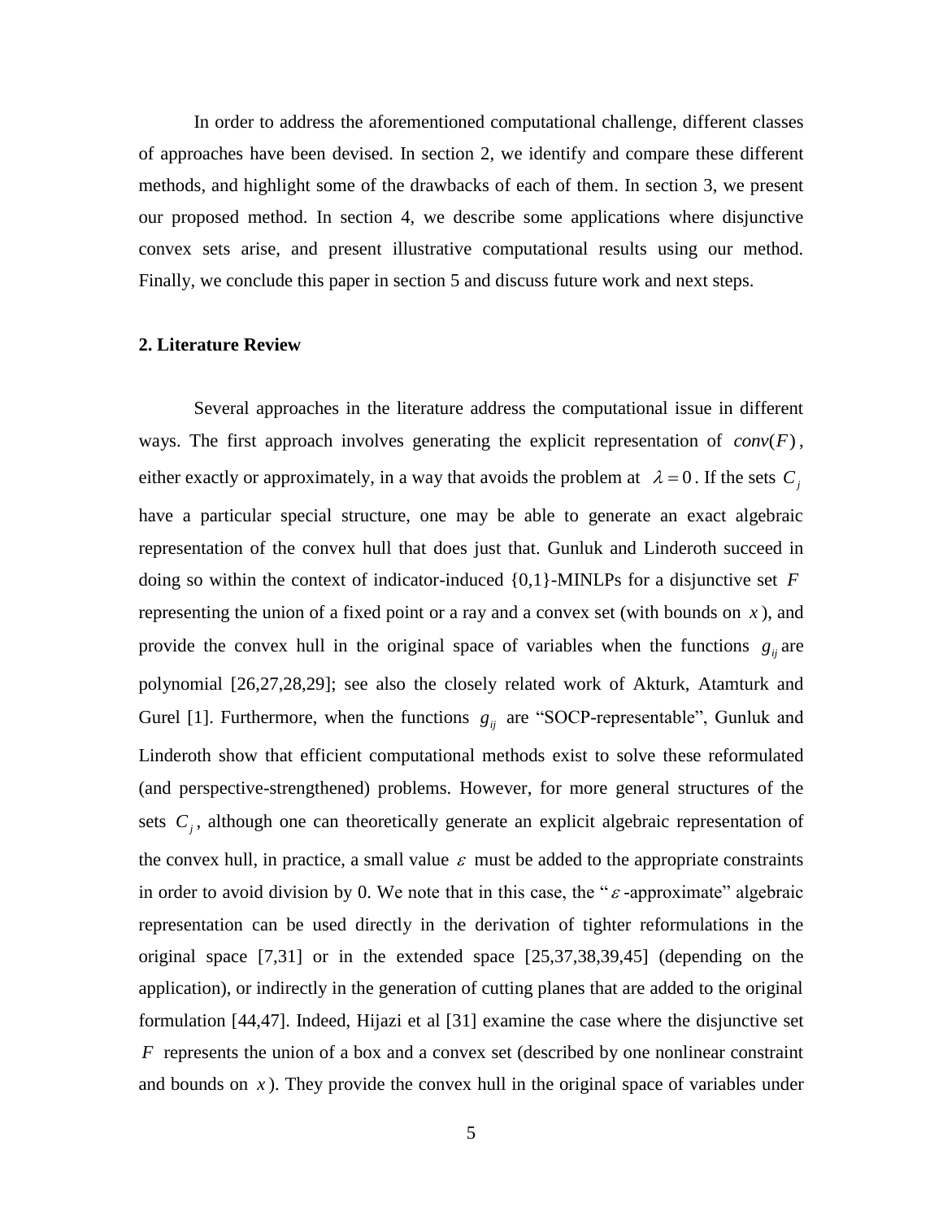In order to address the aforementioned computational challenge, different classes of approaches have been devised. In section 2, we identify and compare these different methods, and highlight some of the drawbacks of each of them. In section 3, we present our proposed method. In section 4, we describe some applications where disjunctive convex sets arise, and present illustrative computational results using our method. Finally, we conclude this paper in section 5 and discuss future work and next steps.

## 2. Literature Review

Several approaches in the literature address the computational issue in different ways. The first approach involves generating the explicit representation of $conv(F)$, either exactly or approximately, in a way that avoids the problem at $\lambda = 0$. If the sets $C_j$ have a particular special structure, one may be able to generate an exact algebraic representation of the convex hull that does just that. Gunluk and Linderoth succeed in doing so within the context of indicator-induced {0,1}-MINLPs for a disjunctive set $F$ representing the union of a fixed point or a ray and a convex set (with bounds on $x$), and provide the convex hull in the original space of variables when the functions $g_{ij}$ are polynomial [26,27,28,29]; see also the closely related work of Akturk, Atamturk and Gurel [1]. Furthermore, when the functions $g_{ij}$ are "SOCP-representable", Gunluk and Linderoth show that efficient computational methods exist to solve these reformulated (and perspective-strengthened) problems. However, for more general structures of the sets $C_j$, although one can theoretically generate an explicit algebraic representation of the convex hull, in practice, a small value $\varepsilon$ must be added to the appropriate constraints in order to avoid division by 0. We note that in this case, the "$\varepsilon$-approximate" algebraic representation can be used directly in the derivation of tighter reformulations in the original space [7,31] or in the extended space [25,37,38,39,45] (depending on the application), or indirectly in the generation of cutting planes that are added to the original formulation [44,47]. Indeed, Hijazi et al [31] examine the case where the disjunctive set $F$ represents the union of a box and a convex set (described by one nonlinear constraint and bounds on $x$). They provide the convex hull in the original space of variables under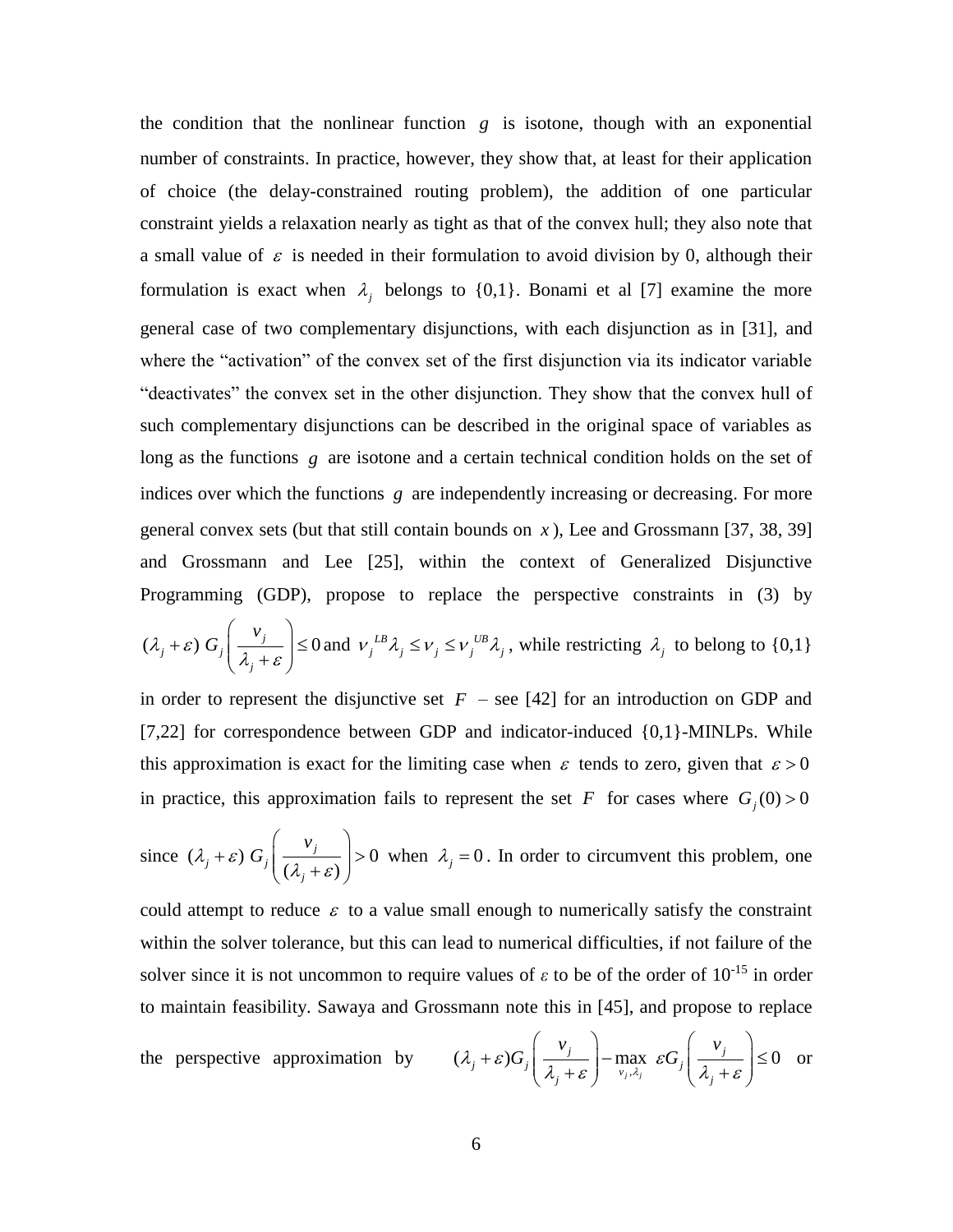the condition that the nonlinear function $g$ is isotone, though with an exponential number of constraints. In practice, however, they show that, at least for their application of choice (the delay-constrained routing problem), the addition of one particular constraint yields a relaxation nearly as tight as that of the convex hull; they also note that a small value of $\varepsilon$ is needed in their formulation to avoid division by 0, although their formulation is exact when $\lambda_j$ belongs to {0,1}. Bonami et al [7] examine the more general case of two complementary disjunctions, with each disjunction as in [31], and where the "activation" of the convex set of the first disjunction via its indicator variable "deactivates" the convex set in the other disjunction. They show that the convex hull of such complementary disjunctions can be described in the original space of variables as long as the functions $g$ are isotone and a certain technical condition holds on the set of indices over which the functions $g$ are independently increasing or decreasing. For more general convex sets (but that still contain bounds on $x$), Lee and Grossmann [37, 38, 39] and Grossmann and Lee [25], within the context of Generalized Disjunctive Programming (GDP), propose to replace the perspective constraints in (3) by $(\lambda_j + \varepsilon)\, G_j\left(\frac{v_j}{\lambda_j + \varepsilon}\right) \leq 0$ and $v_j^{LB}\lambda_j \leq v_j \leq v_j^{UB}\lambda_j$, while restricting $\lambda_j$ to belong to {0,1} in order to represent the disjunctive set $F$ – see [42] for an introduction on GDP and [7,22] for correspondence between GDP and indicator-induced {0,1}-MINLPs. While this approximation is exact for the limiting case when $\varepsilon$ tends to zero, given that $\varepsilon > 0$ in practice, this approximation fails to represent the set $F$ for cases where $G_j(0) > 0$ since $(\lambda_j + \varepsilon)\, G_j\left(\frac{v_j}{(\lambda_j + \varepsilon)}\right) > 0$ when $\lambda_j = 0$. In order to circumvent this problem, one could attempt to reduce $\varepsilon$ to a value small enough to numerically satisfy the constraint within the solver tolerance, but this can lead to numerical difficulties, if not failure of the solver since it is not uncommon to require values of $\varepsilon$ to be of the order of $10^{-15}$ in order to maintain feasibility. Sawaya and Grossmann note this in [45], and propose to replace the perspective approximation by $(\lambda_j + \varepsilon) G_j\left(\frac{v_j}{\lambda_j + \varepsilon}\right) - \max_{v_j, \lambda_j} \varepsilon G_j\left(\frac{v_j}{\lambda_j + \varepsilon}\right) \leq 0$ or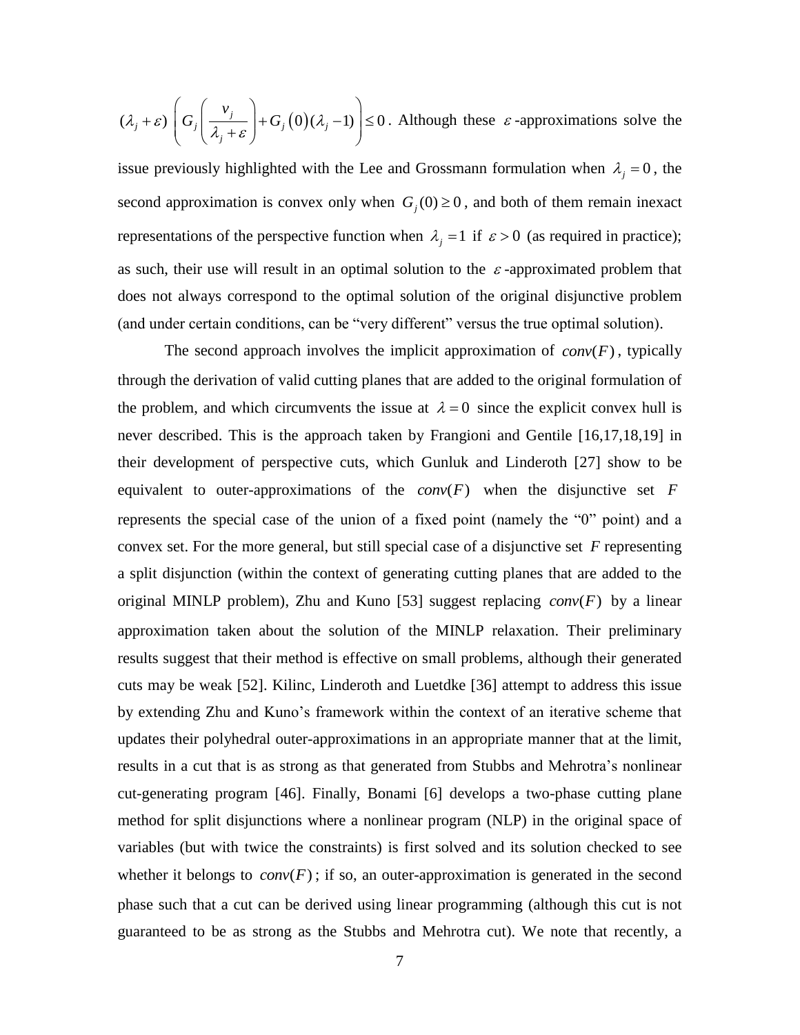$(\lambda_j + \varepsilon) \left( G_j \left( \frac{v_j}{\lambda_j + \varepsilon} \right) + G_j(0)(\lambda_j - 1) \right) \le 0$. Although these $\varepsilon$-approximations solve the issue previously highlighted with the Lee and Grossmann formulation when $\lambda_j = 0$, the second approximation is convex only when $G_j(0) \ge 0$, and both of them remain inexact representations of the perspective function when $\lambda_j = 1$ if $\varepsilon > 0$ (as required in practice); as such, their use will result in an optimal solution to the $\varepsilon$-approximated problem that does not always correspond to the optimal solution of the original disjunctive problem (and under certain conditions, can be "very different" versus the true optimal solution).

The second approach involves the implicit approximation of $conv(F)$, typically through the derivation of valid cutting planes that are added to the original formulation of the problem, and which circumvents the issue at $\lambda = 0$ since the explicit convex hull is never described. This is the approach taken by Frangioni and Gentile [16,17,18,19] in their development of perspective cuts, which Gunluk and Linderoth [27] show to be equivalent to outer-approximations of the $conv(F)$ when the disjunctive set $F$ represents the special case of the union of a fixed point (namely the "0" point) and a convex set. For the more general, but still special case of a disjunctive set $F$ representing a split disjunction (within the context of generating cutting planes that are added to the original MINLP problem), Zhu and Kuno [53] suggest replacing $conv(F)$ by a linear approximation taken about the solution of the MINLP relaxation. Their preliminary results suggest that their method is effective on small problems, although their generated cuts may be weak [52]. Kilinc, Linderoth and Luetdke [36] attempt to address this issue by extending Zhu and Kuno's framework within the context of an iterative scheme that updates their polyhedral outer-approximations in an appropriate manner that at the limit, results in a cut that is as strong as that generated from Stubbs and Mehrotra's nonlinear cut-generating program [46]. Finally, Bonami [6] develops a two-phase cutting plane method for split disjunctions where a nonlinear program (NLP) in the original space of variables (but with twice the constraints) is first solved and its solution checked to see whether it belongs to $conv(F)$; if so, an outer-approximation is generated in the second phase such that a cut can be derived using linear programming (although this cut is not guaranteed to be as strong as the Stubbs and Mehrotra cut). We note that recently, a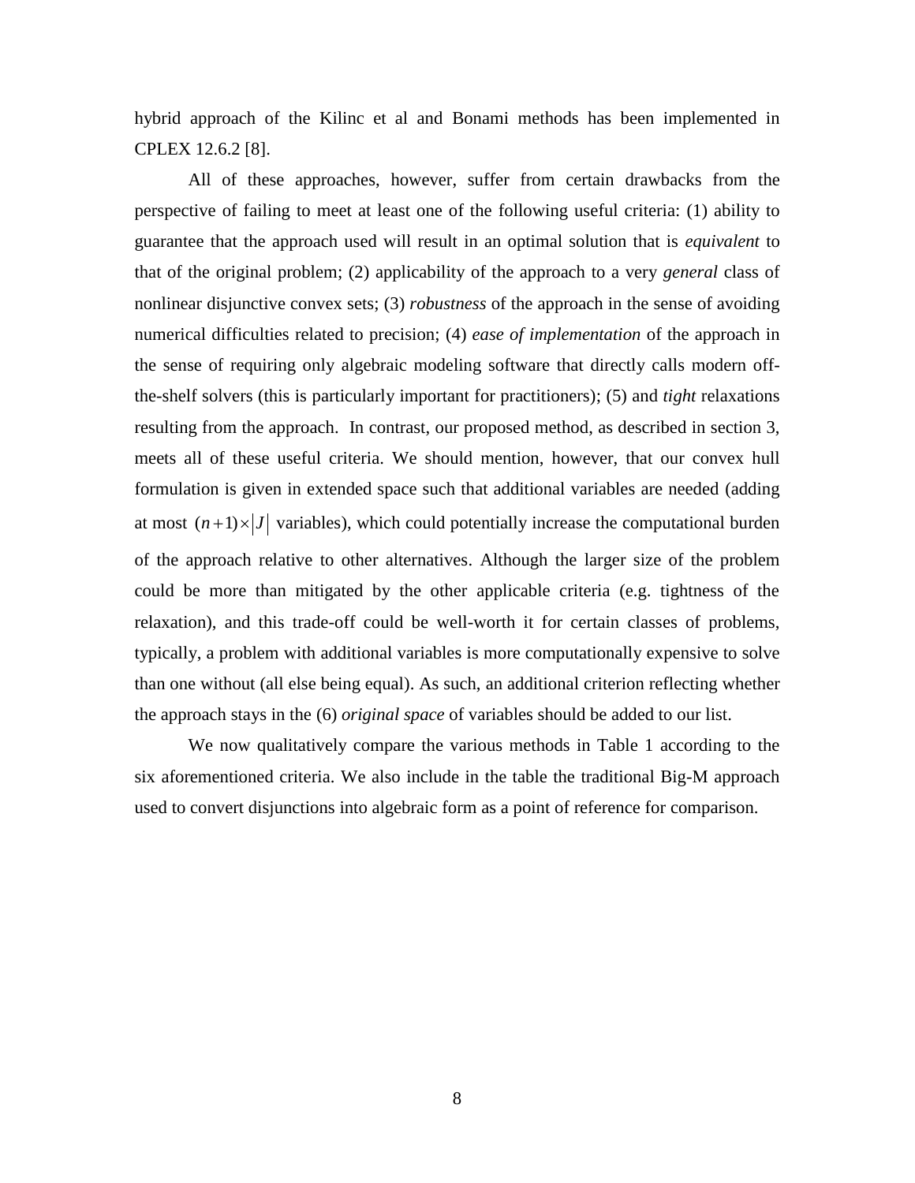hybrid approach of the Kilinc et al and Bonami methods has been implemented in CPLEX 12.6.2 [8].

All of these approaches, however, suffer from certain drawbacks from the perspective of failing to meet at least one of the following useful criteria: (1) ability to guarantee that the approach used will result in an optimal solution that is *equivalent* to that of the original problem; (2) applicability of the approach to a very *general* class of nonlinear disjunctive convex sets; (3) *robustness* of the approach in the sense of avoiding numerical difficulties related to precision; (4) *ease of implementation* of the approach in the sense of requiring only algebraic modeling software that directly calls modern off-the-shelf solvers (this is particularly important for practitioners); (5) and *tight* relaxations resulting from the approach. In contrast, our proposed method, as described in section 3, meets all of these useful criteria. We should mention, however, that our convex hull formulation is given in extended space such that additional variables are needed (adding at most $(n+1)\times|J|$ variables), which could potentially increase the computational burden of the approach relative to other alternatives. Although the larger size of the problem could be more than mitigated by the other applicable criteria (e.g. tightness of the relaxation), and this trade-off could be well-worth it for certain classes of problems, typically, a problem with additional variables is more computationally expensive to solve than one without (all else being equal). As such, an additional criterion reflecting whether the approach stays in the (6) *original space* of variables should be added to our list.

We now qualitatively compare the various methods in Table 1 according to the six aforementioned criteria. We also include in the table the traditional Big-M approach used to convert disjunctions into algebraic form as a point of reference for comparison.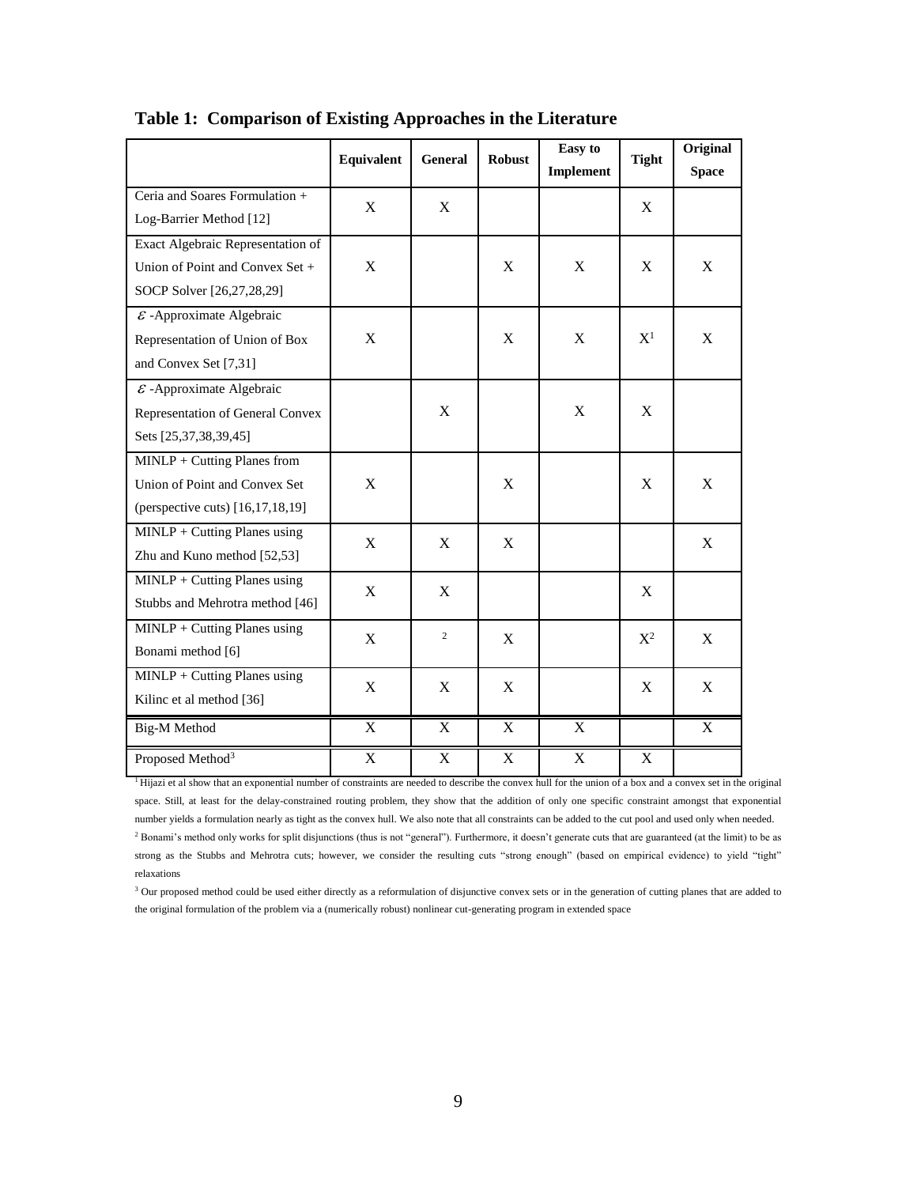**Table 1: Comparison of Existing Approaches in the Literature**

| | Equivalent | General | Robust | Easy to Implement | Tight | Original Space |
|---|---|---|---|---|---|---|
| Ceria and Soares Formulation + Log-Barrier Method [12] | X | X | | | X | |
| Exact Algebraic Representation of Union of Point and Convex Set + SOCP Solver [26,27,28,29] | X | | X | X | X | X |
| $\varepsilon$-Approximate Algebraic Representation of Union of Box and Convex Set [7,31] | X | | X | X | X[1] | X |
| $\varepsilon$-Approximate Algebraic Representation of General Convex Sets [25,37,38,39,45] | | X | | X | X | |
| MINLP + Cutting Planes from Union of Point and Convex Set (perspective cuts) [16,17,18,19] | X | | X | | X | X |
| MINLP + Cutting Planes using Zhu and Kuno method [52,53] | X | X | X | | | X |
| MINLP + Cutting Planes using Stubbs and Mehrotra method [46] | X | X | | | X | |
| MINLP + Cutting Planes using Bonami method [6] | X | [2] | X | | X[2] | X |
| MINLP + Cutting Planes using Kilinc et al method [36] | X | X | X | | X | X |
| Big-M Method | X | X | X | X | | X |
| Proposed Method[3] | X | X | X | X | X | |

[1] Hijazi et al show that an exponential number of constraints are needed to describe the convex hull for the union of a box and a convex set in the original space. Still, at least for the delay-constrained routing problem, they show that the addition of only one specific constraint amongst that exponential number yields a formulation nearly as tight as the convex hull. We also note that all constraints can be added to the cut pool and used only when needed.

[2] Bonami's method only works for split disjunctions (thus is not "general"). Furthermore, it doesn't generate cuts that are guaranteed (at the limit) to be as strong as the Stubbs and Mehrotra cuts; however, we consider the resulting cuts "strong enough" (based on empirical evidence) to yield "tight" relaxations

[3] Our proposed method could be used either directly as a reformulation of disjunctive convex sets or in the generation of cutting planes that are added to the original formulation of the problem via a (numerically robust) nonlinear cut-generating program in extended space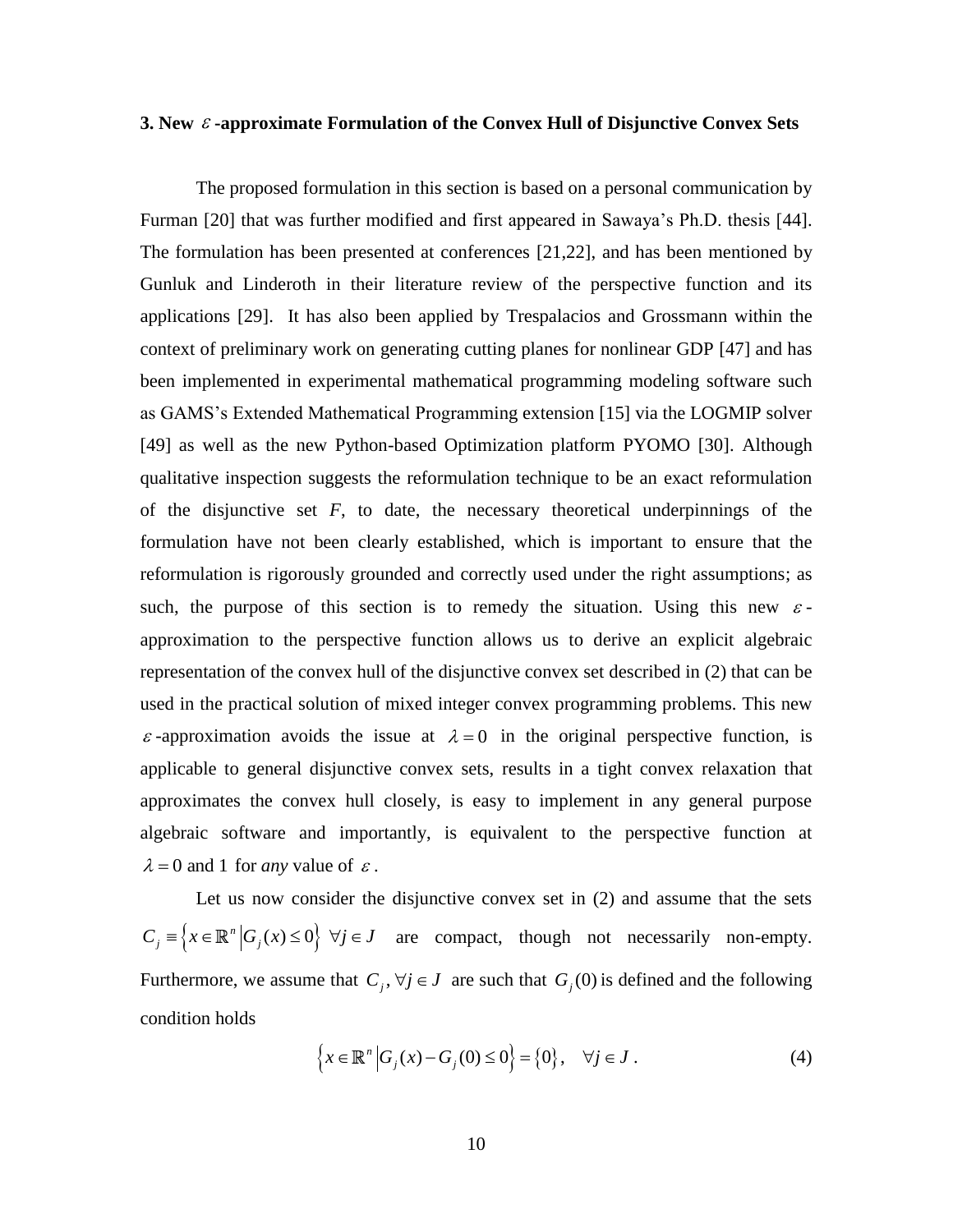## 3. New $\varepsilon$-approximate Formulation of the Convex Hull of Disjunctive Convex Sets

The proposed formulation in this section is based on a personal communication by Furman [20] that was further modified and first appeared in Sawaya's Ph.D. thesis [44]. The formulation has been presented at conferences [21,22], and has been mentioned by Gunluk and Linderoth in their literature review of the perspective function and its applications [29]. It has also been applied by Trespalacios and Grossmann within the context of preliminary work on generating cutting planes for nonlinear GDP [47] and has been implemented in experimental mathematical programming modeling software such as GAMS's Extended Mathematical Programming extension [15] via the LOGMIP solver [49] as well as the new Python-based Optimization platform PYOMO [30]. Although qualitative inspection suggests the reformulation technique to be an exact reformulation of the disjunctive set *F*, to date, the necessary theoretical underpinnings of the formulation have not been clearly established, which is important to ensure that the reformulation is rigorously grounded and correctly used under the right assumptions; as such, the purpose of this section is to remedy the situation. Using this new $\varepsilon$-approximation to the perspective function allows us to derive an explicit algebraic representation of the convex hull of the disjunctive convex set described in (2) that can be used in the practical solution of mixed integer convex programming problems. This new $\varepsilon$-approximation avoids the issue at $\lambda = 0$ in the original perspective function, is applicable to general disjunctive convex sets, results in a tight convex relaxation that approximates the convex hull closely, is easy to implement in any general purpose algebraic software and importantly, is equivalent to the perspective function at $\lambda = 0$ and 1 for *any* value of $\varepsilon$.

Let us now consider the disjunctive convex set in (2) and assume that the sets $C_j \equiv \left\{ x \in \mathbb{R}^n \,\middle|\, G_j(x) \le 0 \right\} \; \forall j \in J$ are compact, though not necessarily non-empty. Furthermore, we assume that $C_j, \forall j \in J$ are such that $G_j(0)$ is defined and the following condition holds

$$\left\{ x \in \mathbb{R}^n \,\middle|\, G_j(x) - G_j(0) \le 0 \right\} = \{0\}, \quad \forall j \in J \; . \tag{4}$$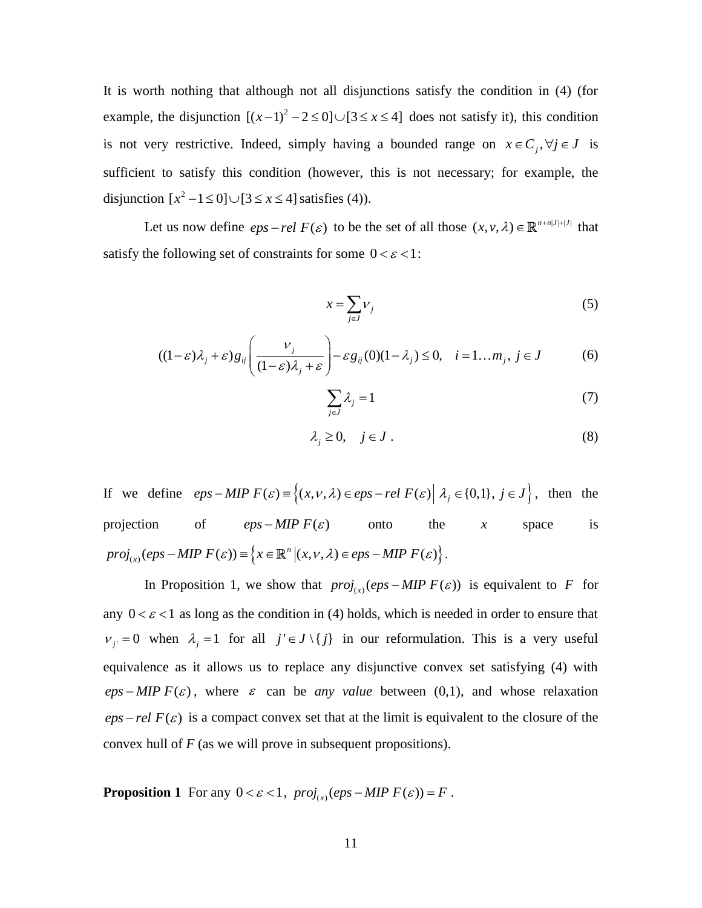It is worth nothing that although not all disjunctions satisfy the condition in (4) (for example, the disjunction $[(x-1)^2 - 2 \leq 0] \cup [3 \leq x \leq 4]$ does not satisfy it), this condition is not very restrictive. Indeed, simply having a bounded range on $x \in C_j, \forall j \in J$ is sufficient to satisfy this condition (however, this is not necessary; for example, the disjunction $[x^2 - 1 \leq 0] \cup [3 \leq x \leq 4]$ satisfies (4)).

Let us now define $eps-rel\ F(\varepsilon)$ to be the set of all those $(x, \nu, \lambda) \in \mathbb{R}^{n+n|J|+|J|}$ that satisfy the following set of constraints for some $0 < \varepsilon < 1$:

$$x = \sum_{j \in J} \nu_j \tag{5}$$

$$((1-\varepsilon)\lambda_j + \varepsilon) g_{ij}\left(\frac{\nu_j}{(1-\varepsilon)\lambda_j + \varepsilon}\right) - \varepsilon g_{ij}(0)(1-\lambda_j) \leq 0, \quad i = 1 \ldots m_j,\ j \in J \tag{6}$$

$$\sum_{j \in J} \lambda_j = 1 \tag{7}$$

$$\lambda_j \geq 0, \quad j \in J\ . \tag{8}$$

If we define $eps-MIP\ F(\varepsilon) \equiv \left\{(x, \nu, \lambda) \in eps-rel\ F(\varepsilon) \middle|\ \lambda_j \in \{0,1\},\ j \in J\right\}$, then the projection of $eps-MIP\ F(\varepsilon)$ onto the $x$ space is $proj_{(x)}(eps-MIP\ F(\varepsilon)) \equiv \left\{x \in \mathbb{R}^n \left| (x, \nu, \lambda) \in eps-MIP\ F(\varepsilon)\right.\right\}$.

In Proposition 1, we show that $proj_{(x)}(eps-MIP\ F(\varepsilon))$ is equivalent to $F$ for any $0 < \varepsilon < 1$ as long as the condition in (4) holds, which is needed in order to ensure that $\nu_{j'} = 0$ when $\lambda_j = 1$ for all $j' \in J \setminus \{j\}$ in our reformulation. This is a very useful equivalence as it allows us to replace any disjunctive convex set satisfying (4) with $eps-MIP\ F(\varepsilon)$, where $\varepsilon$ can be *any value* between (0,1), and whose relaxation $eps-rel\ F(\varepsilon)$ is a compact convex set that at the limit is equivalent to the closure of the convex hull of *F* (as we will prove in subsequent propositions).

**Proposition 1** For any $0 < \varepsilon < 1$, $proj_{(x)}(eps-MIP\ F(\varepsilon)) = F$ .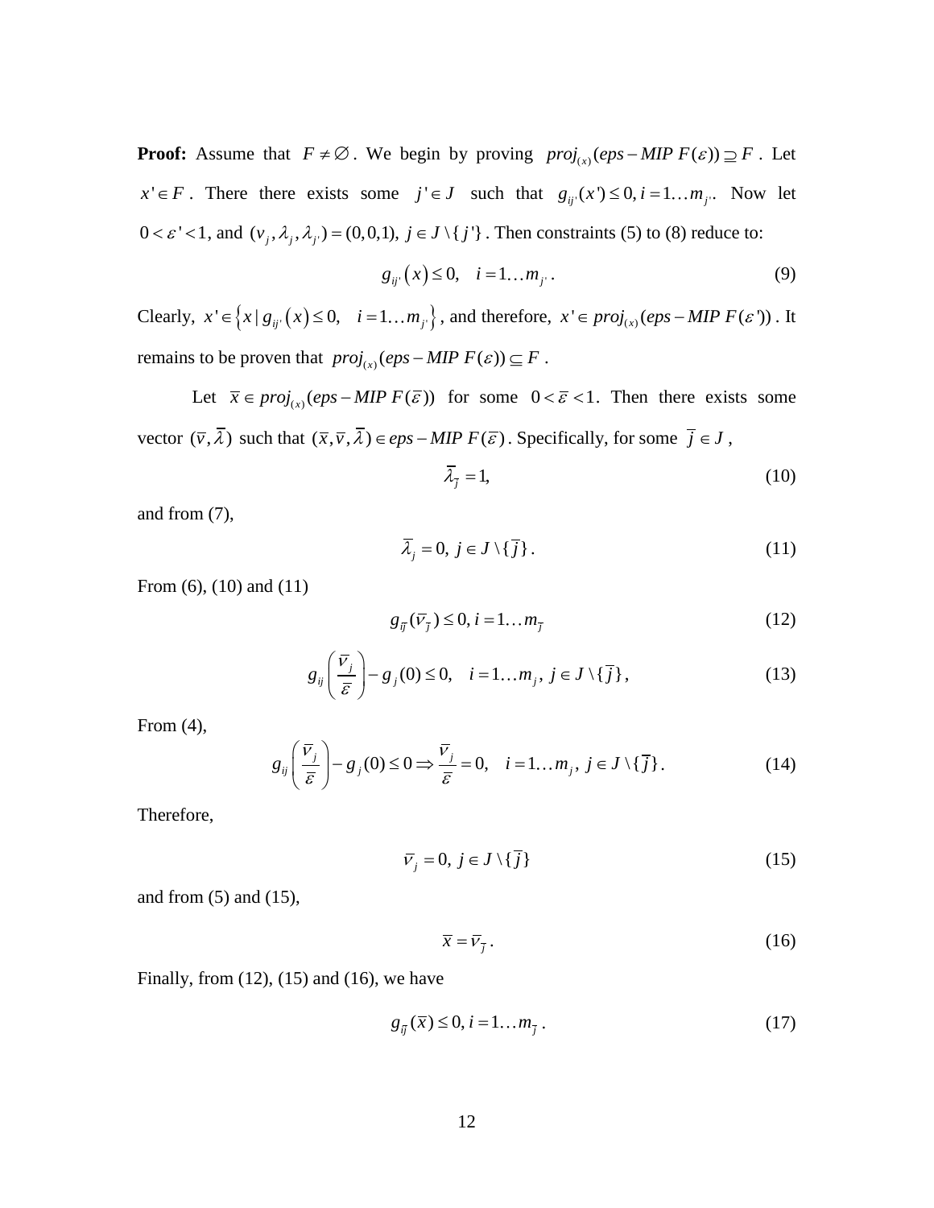**Proof:** Assume that $F \neq \varnothing$. We begin by proving $proj_{(x)}(eps-MIP\ F(\varepsilon)) \supseteq F$. Let $x' \in F$. There there exists some $j' \in J$ such that $g_{ij'}(x') \leq 0, i = 1 \ldots m_{j'}$. Now let $0 < \varepsilon' < 1$, and $(v_j, \lambda_j, \lambda_{j'}) = (0,0,1),\ j \in J \setminus \{j'\}$. Then constraints (5) to (8) reduce to:

$$g_{ij'}(x) \leq 0, \quad i = 1 \ldots m_{j'}. \tag{9}$$

Clearly, $x' \in \{x \mid g_{ij'}(x) \leq 0, \quad i = 1 \ldots m_{j'}\}$, and therefore, $x' \in proj_{(x)}(eps-MIP\ F(\varepsilon'))$. It remains to be proven that $proj_{(x)}(eps-MIP\ F(\varepsilon)) \subseteq F$.

Let $\bar{x} \in proj_{(x)}(eps-MIP\ F(\bar{\varepsilon}))$ for some $0 < \bar{\varepsilon} < 1$. Then there exists some vector $(\bar{v}, \bar{\lambda})$ such that $(\bar{x}, \bar{v}, \bar{\lambda}) \in eps-MIP\ F(\bar{\varepsilon})$. Specifically, for some $\bar{j} \in J$,

$$\bar{\lambda}_{\bar{j}} = 1, \tag{10}$$

and from (7),

$$\bar{\lambda}_j = 0,\ j \in J \setminus \{\bar{j}\}. \tag{11}$$

From (6), (10) and (11)

$$g_{i\bar{j}}(\bar{v}_{\bar{j}}) \leq 0, i = 1 \ldots m_{\bar{j}} \tag{12}$$

$$g_{ij}\left(\frac{\bar{v}_j}{\bar{\varepsilon}}\right) - g_j(0) \leq 0, \quad i = 1 \ldots m_j,\ j \in J \setminus \{\bar{j}\}, \tag{13}$$

From (4),

$$g_{ij}\left(\frac{\bar{v}_j}{\bar{\varepsilon}}\right) - g_j(0) \leq 0 \Rightarrow \frac{\bar{v}_j}{\bar{\varepsilon}} = 0, \quad i = 1 \ldots m_j,\ j \in J \setminus \{\bar{j}\}. \tag{14}$$

Therefore,

$$\bar{v}_j = 0,\ j \in J \setminus \{\bar{j}\} \tag{15}$$

and from (5) and (15),

$$\bar{x} = \bar{v}_{\bar{j}}. \tag{16}$$

Finally, from (12), (15) and (16), we have

$$g_{i\bar{j}}(\bar{x}) \leq 0, i = 1 \ldots m_{\bar{j}}. \tag{17}$$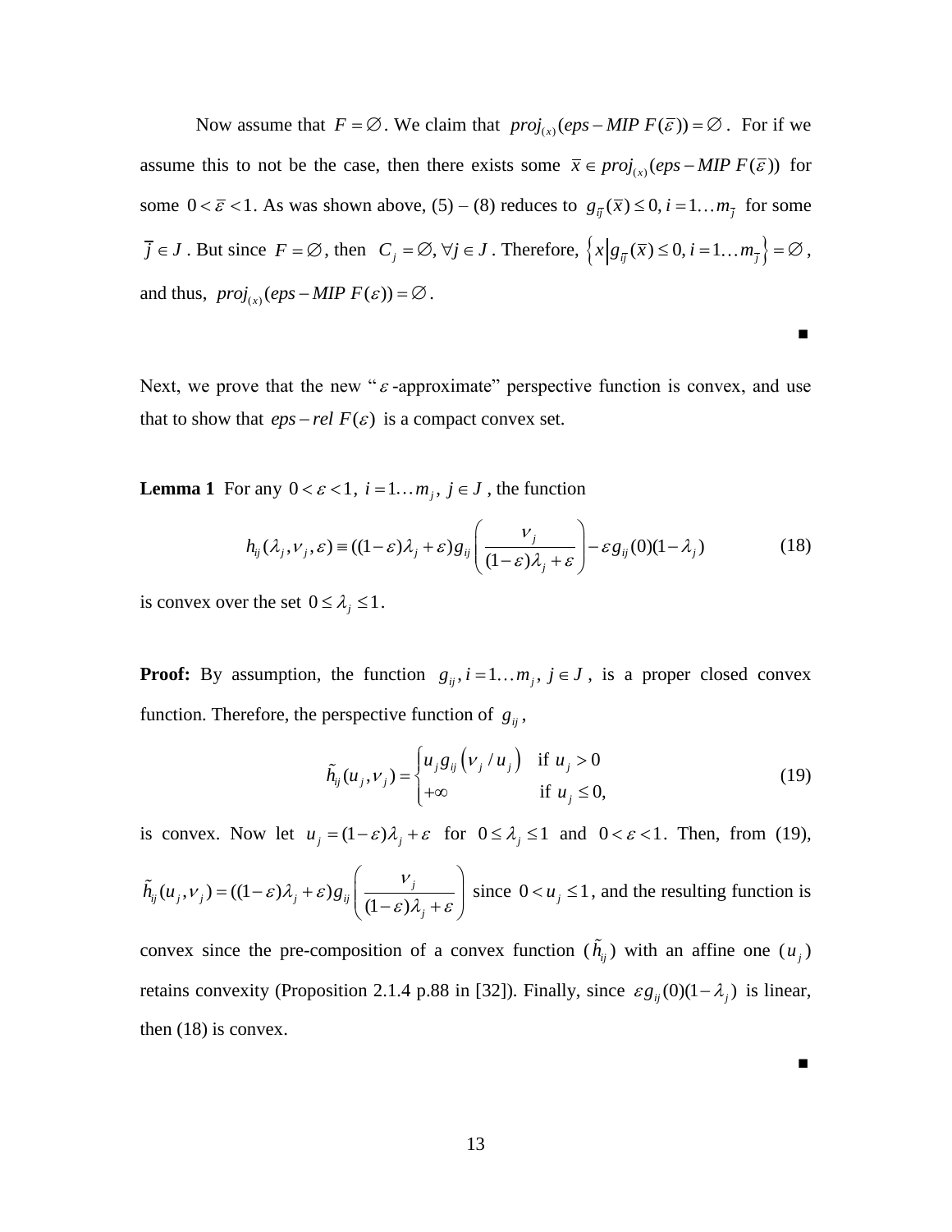Now assume that $F = \emptyset$. We claim that $proj_{(x)}(eps - MIP\ F(\bar{\varepsilon})) = \emptyset$. For if we assume this to not be the case, then there exists some $\bar{x} \in proj_{(x)}(eps - MIP\ F(\bar{\varepsilon}))$ for some $0 < \bar{\varepsilon} < 1$. As was shown above, (5) – (8) reduces to $g_{i\bar{j}}(\bar{x}) \le 0, i = 1 \ldots m_{\bar{j}}$ for some $\bar{j} \in J$. But since $F = \emptyset$, then $C_j = \emptyset, \forall j \in J$. Therefore, $\left\{ x \middle| g_{i\bar{j}}(\bar{x}) \le 0, i = 1 \ldots m_{\bar{j}} \right\} = \emptyset$, and thus, $proj_{(x)}(eps - MIP\ F(\varepsilon)) = \emptyset$.

■

Next, we prove that the new "$\varepsilon$-approximate" perspective function is convex, and use that to show that $eps - rel\ F(\varepsilon)$ is a compact convex set.

**Lemma 1** For any $0 < \varepsilon < 1$, $i = 1 \ldots m_j$, $j \in J$, the function

$$h_{ij}(\lambda_j, \nu_j, \varepsilon) \equiv ((1-\varepsilon)\lambda_j + \varepsilon) g_{ij}\left( \frac{\nu_j}{(1-\varepsilon)\lambda_j + \varepsilon} \right) - \varepsilon g_{ij}(0)(1-\lambda_j) \tag{18}$$

is convex over the set $0 \le \lambda_j \le 1$.

**Proof:** By assumption, the function $g_{ij}, i = 1 \ldots m_j, j \in J$, is a proper closed convex function. Therefore, the perspective function of $g_{ij}$,

$$\tilde{h}_{ij}(u_j, \nu_j) = \begin{cases} u_j g_{ij}\left(\nu_j / u_j\right) & \text{if } u_j > 0 \\ +\infty & \text{if } u_j \le 0, \end{cases} \tag{19}$$

is convex. Now let $u_j = (1-\varepsilon)\lambda_j + \varepsilon$ for $0 \le \lambda_j \le 1$ and $0 < \varepsilon < 1$. Then, from (19), $\tilde{h}_{ij}(u_j, \nu_j) = ((1-\varepsilon)\lambda_j + \varepsilon) g_{ij}\left( \frac{\nu_j}{(1-\varepsilon)\lambda_j + \varepsilon} \right)$ since $0 < u_j \le 1$, and the resulting function is convex since the pre-composition of a convex function ($\tilde{h}_{ij}$) with an affine one ($u_j$) retains convexity (Proposition 2.1.4 p.88 in [32]). Finally, since $\varepsilon g_{ij}(0)(1-\lambda_j)$ is linear, then (18) is convex.

■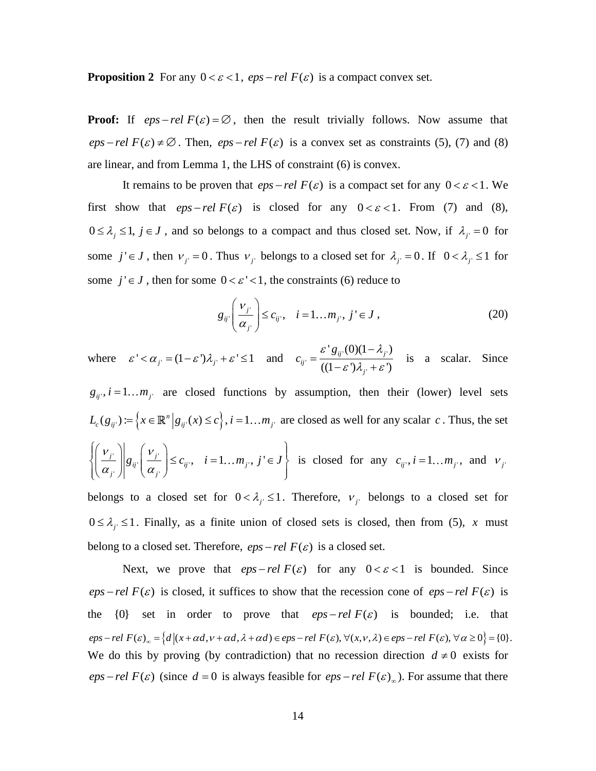**Proposition 2** For any $0 < \varepsilon < 1$, $eps-rel\ F(\varepsilon)$ is a compact convex set.

**Proof:** If $eps-rel\ F(\varepsilon) = \varnothing$, then the result trivially follows. Now assume that $eps-rel\ F(\varepsilon) \neq \varnothing$. Then, $eps-rel\ F(\varepsilon)$ is a convex set as constraints (5), (7) and (8) are linear, and from Lemma 1, the LHS of constraint (6) is convex.

It remains to be proven that $eps-rel\ F(\varepsilon)$ is a compact set for any $0 < \varepsilon < 1$. We first show that $eps-rel\ F(\varepsilon)$ is closed for any $0 < \varepsilon < 1$. From (7) and (8), $0 \le \lambda_j \le 1,\ j \in J$, and so belongs to a compact and thus closed set. Now, if $\lambda_{j'} = 0$ for some $j' \in J$, then $\nu_{j'} = 0$. Thus $\nu_{j'}$ belongs to a closed set for $\lambda_{j'} = 0$. If $0 < \lambda_{j'} \le 1$ for some $j' \in J$, then for some $0 < \varepsilon' < 1$, the constraints (6) reduce to

$$g_{ij'}\left(\frac{\nu_{j'}}{\alpha_{j'}}\right) \le c_{ij'}, \quad i = 1\ldots m_{j'},\ j' \in J, \tag{20}$$

where $\varepsilon' < \alpha_{j'} = (1-\varepsilon')\lambda_{j'} + \varepsilon' \le 1$ and $c_{ij'} = \dfrac{\varepsilon' g_{ij'}(0)(1-\lambda_{j'})}{((1-\varepsilon')\lambda_{j'} + \varepsilon')}$ is a scalar. Since $g_{ij'}, i = 1\ldots m_{j'}$ are closed functions by assumption, then their (lower) level sets $L_c(g_{ij'}) := \left\{ x \in \mathbb{R}^n \,\middle|\, g_{ij'}(x) \le c \right\}, i = 1\ldots m_{j'}$ are closed as well for any scalar $c$. Thus, the set $\left\{ \left(\frac{\nu_{j'}}{\alpha_{j'}}\right) \middle| g_{ij'}\left(\frac{\nu_{j'}}{\alpha_{j'}}\right) \le c_{ij'}, \quad i = 1\ldots m_{j'},\ j' \in J \right\}$ is closed for any $c_{ij'}, i = 1\ldots m_{j'}$, and $\nu_{j'}$ belongs to a closed set for $0 < \lambda_{j'} \le 1$. Therefore, $\nu_{j'}$ belongs to a closed set for $0 \le \lambda_{j'} \le 1$. Finally, as a finite union of closed sets is closed, then from (5), $x$ must belong to a closed set. Therefore, $eps-rel\ F(\varepsilon)$ is a closed set.

Next, we prove that $eps-rel\ F(\varepsilon)$ for any $0 < \varepsilon < 1$ is bounded. Since $eps-rel\ F(\varepsilon)$ is closed, it suffices to show that the recession cone of $eps-rel\ F(\varepsilon)$ is the $\{0\}$ set in order to prove that $eps-rel\ F(\varepsilon)$ is bounded; i.e. that $eps-rel\ F(\varepsilon)_\infty = \left\{ d \,\middle|\, (x+\alpha d, \nu+\alpha d, \lambda+\alpha d) \in eps-rel\ F(\varepsilon), \forall (x,\nu,\lambda) \in eps-rel\ F(\varepsilon), \forall \alpha \ge 0 \right\} = \{0\}$. We do this by proving (by contradiction) that no recession direction $d \neq 0$ exists for $eps-rel\ F(\varepsilon)$ (since $d = 0$ is always feasible for $eps-rel\ F(\varepsilon)_\infty$). For assume that there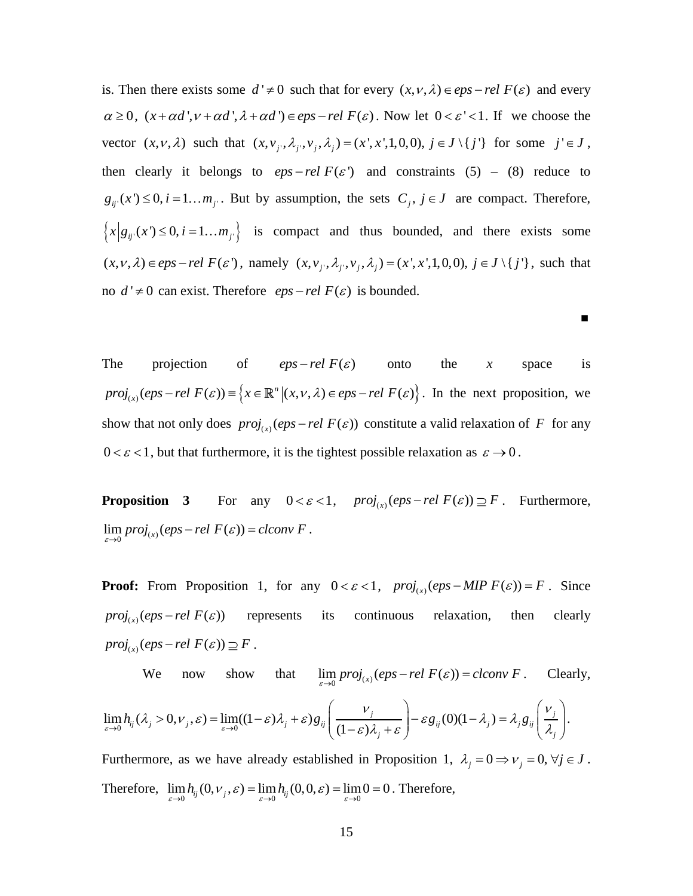is. Then there exists some $d' \neq 0$ such that for every $(x,\nu,\lambda) \in eps-rel\ F(\varepsilon)$ and every $\alpha \geq 0$, $(x+\alpha d', \nu+\alpha d', \lambda+\alpha d') \in eps-rel\ F(\varepsilon)$. Now let $0 < \varepsilon' < 1$. If we choose the vector $(x,\nu,\lambda)$ such that $(x, \nu_{j'}, \lambda_{j'}, \nu_j, \lambda_j) = (x', x', 1, 0, 0),\ j \in J \setminus \{j'\}$ for some $j' \in J$, then clearly it belongs to $eps-rel\ F(\varepsilon')$ and constraints (5) – (8) reduce to $g_{ij'}(x') \leq 0, i = 1 \ldots m_{j'}$. But by assumption, the sets $C_j,\ j \in J$ are compact. Therefore, $\left\{ x \middle| g_{ij'}(x') \leq 0, i = 1 \ldots m_{j'} \right\}$ is compact and thus bounded, and there exists some $(x,\nu,\lambda) \in eps-rel\ F(\varepsilon')$, namely $(x, \nu_{j'}, \lambda_{j'}, \nu_j, \lambda_j) = (x', x', 1, 0, 0),\ j \in J \setminus \{j'\}$, such that no $d' \neq 0$ can exist. Therefore $eps-rel\ F(\varepsilon)$ is bounded.

■

The projection of $eps-rel\ F(\varepsilon)$ onto the $x$ space is $proj_{(x)}(eps-rel\ F(\varepsilon)) \equiv \left\{ x \in \mathbb{R}^n \middle| (x,\nu,\lambda) \in eps-rel\ F(\varepsilon) \right\}$. In the next proposition, we show that not only does $proj_{(x)}(eps-rel\ F(\varepsilon))$ constitute a valid relaxation of $F$ for any $0 < \varepsilon < 1$, but that furthermore, it is the tightest possible relaxation as $\varepsilon \to 0$.

**Proposition 3** For any $0 < \varepsilon < 1$, $proj_{(x)}(eps-rel\ F(\varepsilon)) \supseteq F$. Furthermore, $\lim_{\varepsilon \to 0} proj_{(x)}(eps-rel\ F(\varepsilon)) = clconv\ F$.

**Proof:** From Proposition 1, for any $0 < \varepsilon < 1$, $proj_{(x)}(eps-MIP\ F(\varepsilon)) = F$. Since $proj_{(x)}(eps-rel\ F(\varepsilon))$ represents its continuous relaxation, then clearly $proj_{(x)}(eps-rel\ F(\varepsilon)) \supseteq F$.

We now show that $\lim_{\varepsilon \to 0} proj_{(x)}(eps-rel\ F(\varepsilon)) = clconv\ F$. Clearly,

$$\lim_{\varepsilon \to 0} h_{ij}(\lambda_j > 0, \nu_j, \varepsilon) = \lim_{\varepsilon \to 0} ((1-\varepsilon)\lambda_j + \varepsilon) g_{ij}\left( \frac{\nu_j}{(1-\varepsilon)\lambda_j + \varepsilon} \right) - \varepsilon g_{ij}(0)(1-\lambda_j) = \lambda_j g_{ij}\left( \frac{\nu_j}{\lambda_j} \right).$$

Furthermore, as we have already established in Proposition 1, $\lambda_j = 0 \Rightarrow \nu_j = 0, \forall j \in J$. Therefore, $\lim_{\varepsilon \to 0} h_{ij}(0, \nu_j, \varepsilon) = \lim_{\varepsilon \to 0} h_{ij}(0, 0, \varepsilon) = \lim_{\varepsilon \to 0} 0 = 0$. Therefore,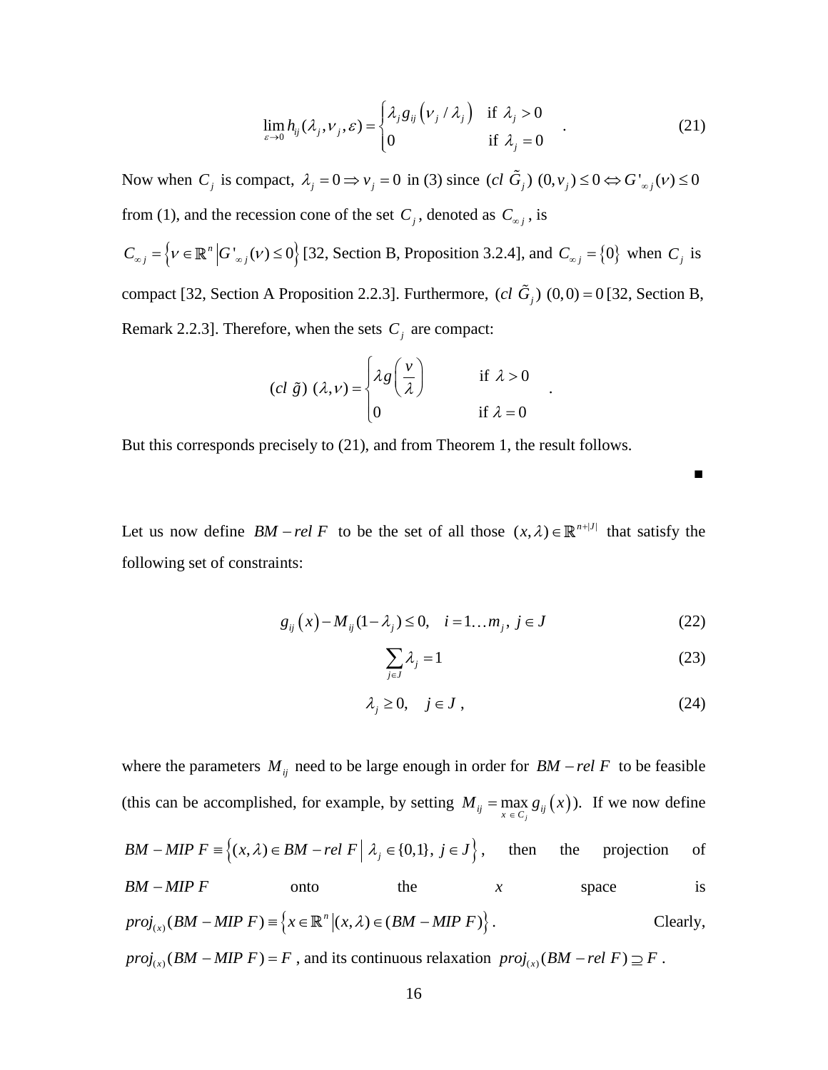$$\lim_{\varepsilon \to 0} h_{ij}(\lambda_j, \nu_j, \varepsilon) = \begin{cases} \lambda_j g_{ij}\left(\nu_j / \lambda_j\right) & \text{if } \lambda_j > 0 \\ 0 & \text{if } \lambda_j = 0 \end{cases} \quad . \tag{21}$$

Now when $C_j$ is compact, $\lambda_j = 0 \Rightarrow \nu_j = 0$ in (3) since $(cl\ \tilde{G}_j)\ (0, \nu_j) \le 0 \Leftrightarrow G'_{\infty j}(\nu) \le 0$ from (1), and the recession cone of the set $C_j$, denoted as $C_{\infty j}$, is $C_{\infty j} = \left\{ \nu \in \mathbb{R}^n \left| G'_{\infty j}(\nu) \le 0 \right. \right\}$ [32, Section B, Proposition 3.2.4], and $C_{\infty j} = \left\{ 0 \right\}$ when $C_j$ is compact [32, Section A Proposition 2.2.3]. Furthermore, $(cl\ \tilde{G}_j)\ (0,0) = 0$ [32, Section B, Remark 2.2.3]. Therefore, when the sets $C_j$ are compact:

$$(cl\ \tilde{g})\ (\lambda, \nu) = \begin{cases} \lambda g\left(\dfrac{\nu}{\lambda}\right) & \text{if } \lambda > 0 \\ 0 & \text{if } \lambda = 0 \end{cases} \quad .$$

But this corresponds precisely to (21), and from Theorem 1, the result follows.

■

Let us now define $BM - rel\ F$ to be the set of all those $(x, \lambda) \in \mathbb{R}^{n+|J|}$ that satisfy the following set of constraints:

$$g_{ij}\left(x\right) - M_{ij}(1 - \lambda_j) \le 0, \quad i = 1 \ldots m_j,\ j \in J \tag{22}$$

$$\sum_{j \in J} \lambda_j = 1 \tag{23}$$

$$\lambda_j \ge 0, \quad j \in J\ , \tag{24}$$

where the parameters $M_{ij}$ need to be large enough in order for $BM - rel\ F$ to be feasible (this can be accomplished, for example, by setting $M_{ij} = \max_{x\ \in\ C_j} g_{ij}\left(x\right)$). If we now define $BM - MIP\ F \equiv \left\{ (x, \lambda) \in BM - rel\ F \ \middle|\ \lambda_j \in \{0,1\},\ j \in J \right\}$, then the projection of $BM - MIP\ F$ onto the $x$ space is $proj_{(x)}(BM - MIP\ F) \equiv \left\{ x \in \mathbb{R}^n \left| (x, \lambda) \in (BM - MIP\ F) \right. \right\}$. Clearly, $proj_{(x)}(BM - MIP\ F) = F$, and its continuous relaxation $proj_{(x)}(BM - rel\ F) \supseteq F$.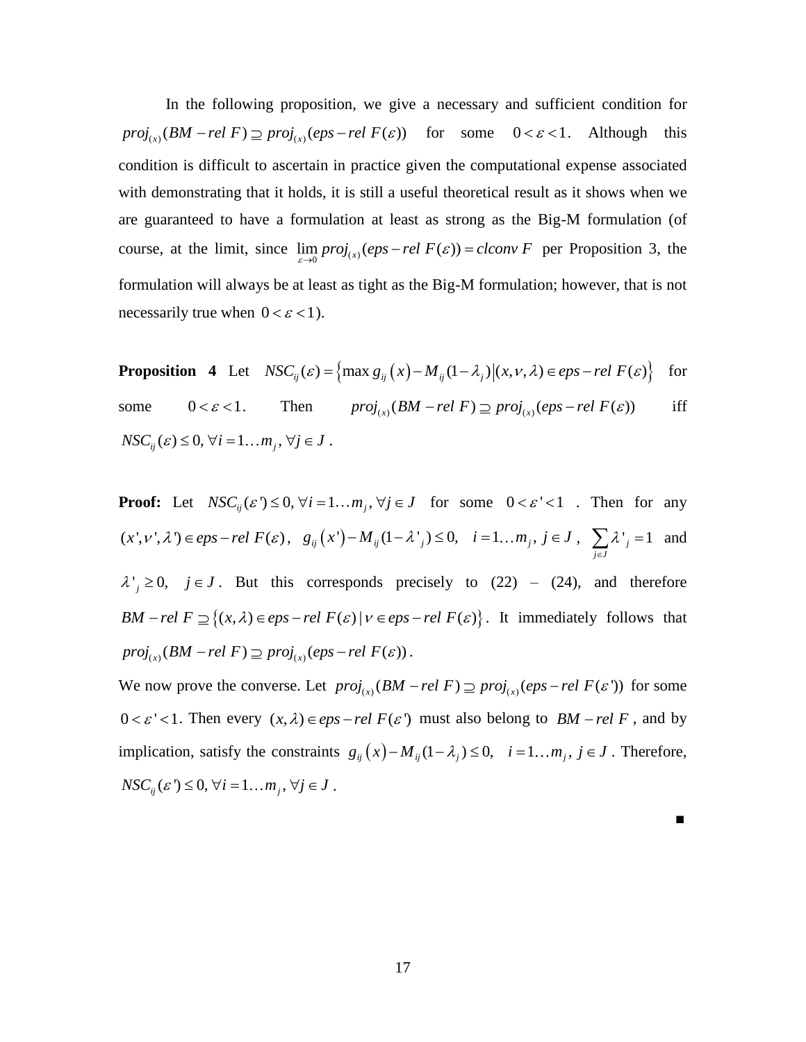In the following proposition, we give a necessary and sufficient condition for $proj_{(x)}(BM-rel\ F) \supseteq proj_{(x)}(eps-rel\ F(\varepsilon))$ for some $0 < \varepsilon < 1$. Although this condition is difficult to ascertain in practice given the computational expense associated with demonstrating that it holds, it is still a useful theoretical result as it shows when we are guaranteed to have a formulation at least as strong as the Big-M formulation (of course, at the limit, since $\lim_{\varepsilon \to 0} proj_{(x)}(eps-rel\ F(\varepsilon)) = clconv\ F$ per Proposition 3, the formulation will always be at least as tight as the Big-M formulation; however, that is not necessarily true when $0 < \varepsilon < 1$).

**Proposition 4** Let $NSC_{ij}(\varepsilon) = \left\{ \max g_{ij}(x) - M_{ij}(1-\lambda_j) \middle| (x,\nu,\lambda) \in eps-rel\ F(\varepsilon) \right\}$ for some $0 < \varepsilon < 1$. Then $proj_{(x)}(BM-rel\ F) \supseteq proj_{(x)}(eps-rel\ F(\varepsilon))$ iff $NSC_{ij}(\varepsilon) \le 0, \forall i = 1 \ldots m_j, \forall j \in J$.

**Proof:** Let $NSC_{ij}(\varepsilon') \le 0, \forall i = 1 \ldots m_j, \forall j \in J$ for some $0 < \varepsilon' < 1$. Then for any $(x', \nu', \lambda') \in eps-rel\ F(\varepsilon)$, $g_{ij}(x') - M_{ij}(1-\lambda'_j) \le 0, \quad i = 1 \ldots m_j,\ j \in J$, $\sum_{j \in J} \lambda'_j = 1$ and $\lambda'_j \ge 0, \quad j \in J$. But this corresponds precisely to (22) – (24), and therefore $BM-rel\ F \supseteq \left\{ (x,\lambda) \in eps-rel\ F(\varepsilon) \mid \nu \in eps-rel\ F(\varepsilon) \right\}$. It immediately follows that $proj_{(x)}(BM-rel\ F) \supseteq proj_{(x)}(eps-rel\ F(\varepsilon))$.

We now prove the converse. Let $proj_{(x)}(BM-rel\ F) \supseteq proj_{(x)}(eps-rel\ F(\varepsilon'))$ for some $0 < \varepsilon' < 1$. Then every $(x,\lambda) \in eps-rel\ F(\varepsilon')$ must also belong to $BM-rel\ F$, and by implication, satisfy the constraints $g_{ij}(x) - M_{ij}(1-\lambda_j) \le 0, \quad i = 1 \ldots m_j,\ j \in J$. Therefore, $NSC_{ij}(\varepsilon') \le 0, \forall i = 1 \ldots m_j, \forall j \in J$.

■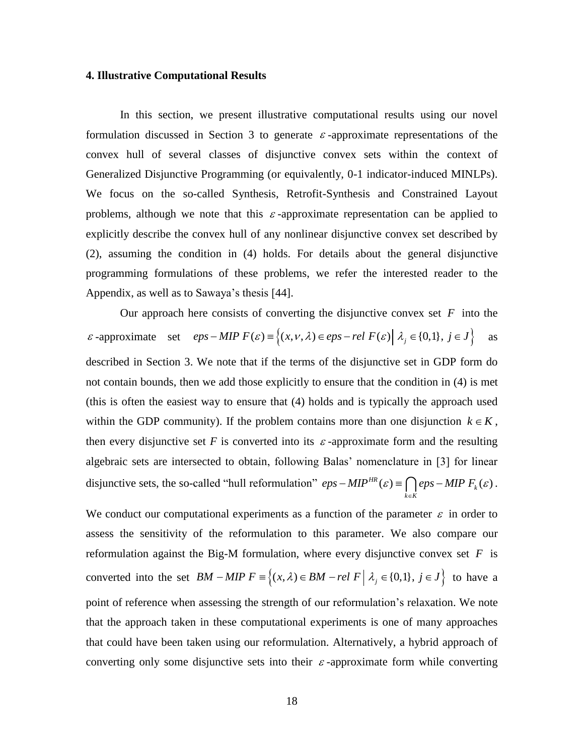### 4. Illustrative Computational Results

In this section, we present illustrative computational results using our novel formulation discussed in Section 3 to generate $\varepsilon$-approximate representations of the convex hull of several classes of disjunctive convex sets within the context of Generalized Disjunctive Programming (or equivalently, 0-1 indicator-induced MINLPs). We focus on the so-called Synthesis, Retrofit-Synthesis and Constrained Layout problems, although we note that this $\varepsilon$-approximate representation can be applied to explicitly describe the convex hull of any nonlinear disjunctive convex set described by (2), assuming the condition in (4) holds. For details about the general disjunctive programming formulations of these problems, we refer the interested reader to the Appendix, as well as to Sawaya's thesis [44].

Our approach here consists of converting the disjunctive convex set $F$ into the $\varepsilon$-approximate set $eps-MIP\ F(\varepsilon) \equiv \left\{(x,\nu,\lambda) \in eps-rel\ F(\varepsilon) \,\middle|\, \lambda_j \in \{0,1\},\ j \in J\right\}$ as described in Section 3. We note that if the terms of the disjunctive set in GDP form do not contain bounds, then we add those explicitly to ensure that the condition in (4) is met (this is often the easiest way to ensure that (4) holds and is typically the approach used within the GDP community). If the problem contains more than one disjunction $k \in K$, then every disjunctive set $F$ is converted into its $\varepsilon$-approximate form and the resulting algebraic sets are intersected to obtain, following Balas' nomenclature in [3] for linear disjunctive sets, the so-called "hull reformulation" $eps-MIP^{HR}(\varepsilon) \equiv \bigcap_{k \in K} eps-MIP\ F_k(\varepsilon)$. We conduct our computational experiments as a function of the parameter $\varepsilon$ in order to assess the sensitivity of the reformulation to this parameter. We also compare our reformulation against the Big-M formulation, where every disjunctive convex set $F$ is converted into the set $BM-MIP\ F \equiv \left\{(x,\lambda) \in BM-rel\ F \,\middle|\, \lambda_j \in \{0,1\},\ j \in J\right\}$ to have a point of reference when assessing the strength of our reformulation's relaxation. We note that the approach taken in these computational experiments is one of many approaches that could have been taken using our reformulation. Alternatively, a hybrid approach of converting only some disjunctive sets into their $\varepsilon$-approximate form while converting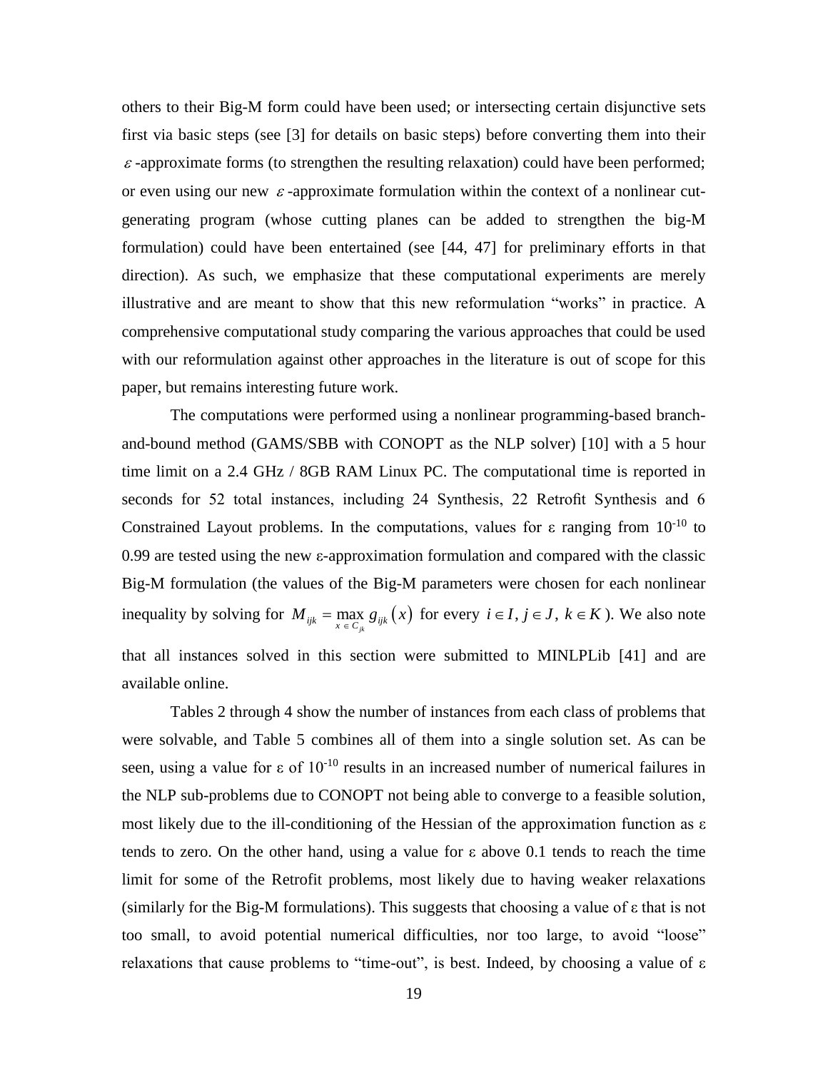others to their Big-M form could have been used; or intersecting certain disjunctive sets first via basic steps (see [3] for details on basic steps) before converting them into their $\varepsilon$-approximate forms (to strengthen the resulting relaxation) could have been performed; or even using our new $\varepsilon$-approximate formulation within the context of a nonlinear cut-generating program (whose cutting planes can be added to strengthen the big-M formulation) could have been entertained (see [44, 47] for preliminary efforts in that direction). As such, we emphasize that these computational experiments are merely illustrative and are meant to show that this new reformulation "works" in practice. A comprehensive computational study comparing the various approaches that could be used with our reformulation against other approaches in the literature is out of scope for this paper, but remains interesting future work.

The computations were performed using a nonlinear programming-based branch-and-bound method (GAMS/SBB with CONOPT as the NLP solver) [10] with a 5 hour time limit on a 2.4 GHz / 8GB RAM Linux PC. The computational time is reported in seconds for 52 total instances, including 24 Synthesis, 22 Retrofit Synthesis and 6 Constrained Layout problems. In the computations, values for $\varepsilon$ ranging from $10^{-10}$ to 0.99 are tested using the new $\varepsilon$-approximation formulation and compared with the classic Big-M formulation (the values of the Big-M parameters were chosen for each nonlinear inequality by solving for $M_{ijk} = \max_{x \in C_{jk}} g_{ijk}(x)$ for every $i \in I, j \in J, k \in K$). We also note that all instances solved in this section were submitted to MINLPLib [41] and are available online.

Tables 2 through 4 show the number of instances from each class of problems that were solvable, and Table 5 combines all of them into a single solution set. As can be seen, using a value for $\varepsilon$ of $10^{-10}$ results in an increased number of numerical failures in the NLP sub-problems due to CONOPT not being able to converge to a feasible solution, most likely due to the ill-conditioning of the Hessian of the approximation function as $\varepsilon$ tends to zero. On the other hand, using a value for $\varepsilon$ above 0.1 tends to reach the time limit for some of the Retrofit problems, most likely due to having weaker relaxations (similarly for the Big-M formulations). This suggests that choosing a value of $\varepsilon$ that is not too small, to avoid potential numerical difficulties, nor too large, to avoid "loose" relaxations that cause problems to "time-out", is best. Indeed, by choosing a value of $\varepsilon$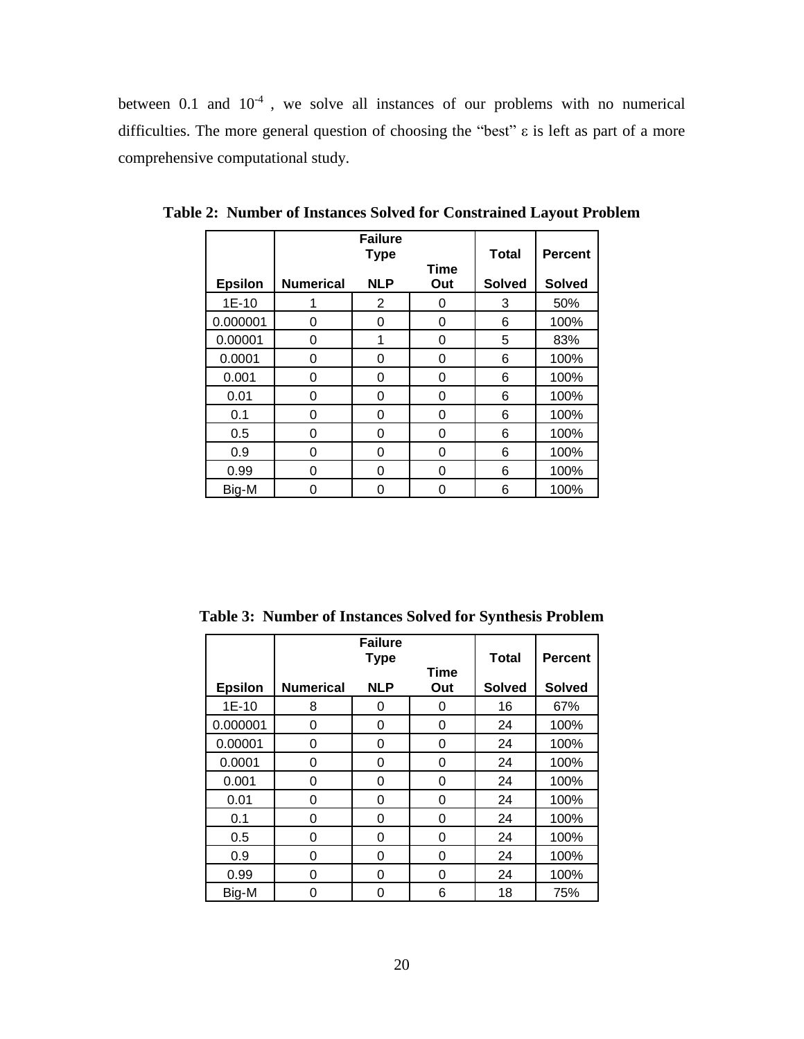between 0.1 and $10^{-4}$ , we solve all instances of our problems with no numerical difficulties. The more general question of choosing the "best" $\varepsilon$ is left as part of a more comprehensive computational study.

**Table 2: Number of Instances Solved for Constrained Layout Problem**

| | Failure Type | | | Total | Percent |
|---|---|---|---|---|---|
| **Epsilon** | **Numerical** | **NLP** | **Time Out** | **Solved** | **Solved** |
| 1E-10 | 1 | 2 | 0 | 3 | 50% |
| 0.000001 | 0 | 0 | 0 | 6 | 100% |
| 0.00001 | 0 | 1 | 0 | 5 | 83% |
| 0.0001 | 0 | 0 | 0 | 6 | 100% |
| 0.001 | 0 | 0 | 0 | 6 | 100% |
| 0.01 | 0 | 0 | 0 | 6 | 100% |
| 0.1 | 0 | 0 | 0 | 6 | 100% |
| 0.5 | 0 | 0 | 0 | 6 | 100% |
| 0.9 | 0 | 0 | 0 | 6 | 100% |
| 0.99 | 0 | 0 | 0 | 6 | 100% |
| Big-M | 0 | 0 | 0 | 6 | 100% |

**Table 3: Number of Instances Solved for Synthesis Problem**

| | Failure Type | | | Total | Percent |
|---|---|---|---|---|---|
| **Epsilon** | **Numerical** | **NLP** | **Time Out** | **Solved** | **Solved** |
| 1E-10 | 8 | 0 | 0 | 16 | 67% |
| 0.000001 | 0 | 0 | 0 | 24 | 100% |
| 0.00001 | 0 | 0 | 0 | 24 | 100% |
| 0.0001 | 0 | 0 | 0 | 24 | 100% |
| 0.001 | 0 | 0 | 0 | 24 | 100% |
| 0.01 | 0 | 0 | 0 | 24 | 100% |
| 0.1 | 0 | 0 | 0 | 24 | 100% |
| 0.5 | 0 | 0 | 0 | 24 | 100% |
| 0.9 | 0 | 0 | 0 | 24 | 100% |
| 0.99 | 0 | 0 | 0 | 24 | 100% |
| Big-M | 0 | 0 | 6 | 18 | 75% |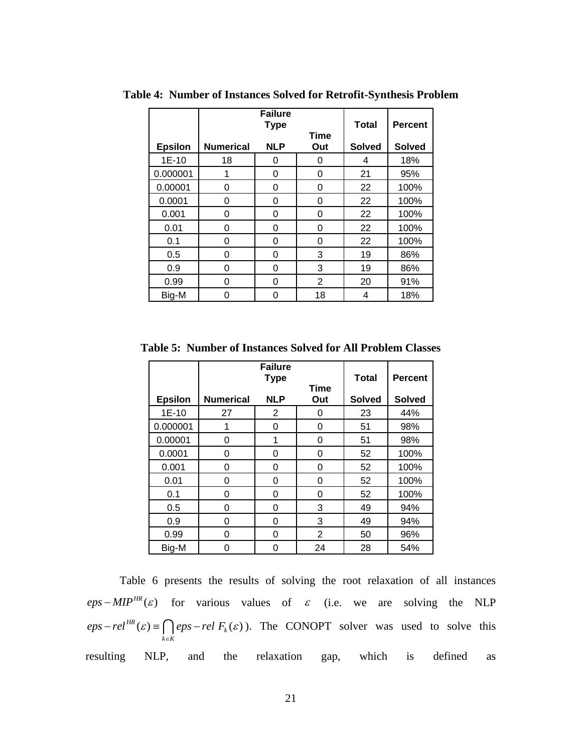**Table 4: Number of Instances Solved for Retrofit-Synthesis Problem**

| | Failure Type | | | Total | Percent |
|---|---|---|---|---|---|
| Epsilon | Numerical | NLP | Time Out | Solved | Solved |
| 1E-10 | 18 | 0 | 0 | 4 | 18% |
| 0.000001 | 1 | 0 | 0 | 21 | 95% |
| 0.00001 | 0 | 0 | 0 | 22 | 100% |
| 0.0001 | 0 | 0 | 0 | 22 | 100% |
| 0.001 | 0 | 0 | 0 | 22 | 100% |
| 0.01 | 0 | 0 | 0 | 22 | 100% |
| 0.1 | 0 | 0 | 0 | 22 | 100% |
| 0.5 | 0 | 0 | 3 | 19 | 86% |
| 0.9 | 0 | 0 | 3 | 19 | 86% |
| 0.99 | 0 | 0 | 2 | 20 | 91% |
| Big-M | 0 | 0 | 18 | 4 | 18% |

**Table 5: Number of Instances Solved for All Problem Classes**

| | Failure Type | | | Total | Percent |
|---|---|---|---|---|---|
| Epsilon | Numerical | NLP | Time Out | Solved | Solved |
| 1E-10 | 27 | 2 | 0 | 23 | 44% |
| 0.000001 | 1 | 0 | 0 | 51 | 98% |
| 0.00001 | 0 | 1 | 0 | 51 | 98% |
| 0.0001 | 0 | 0 | 0 | 52 | 100% |
| 0.001 | 0 | 0 | 0 | 52 | 100% |
| 0.01 | 0 | 0 | 0 | 52 | 100% |
| 0.1 | 0 | 0 | 0 | 52 | 100% |
| 0.5 | 0 | 0 | 3 | 49 | 94% |
| 0.9 | 0 | 0 | 3 | 49 | 94% |
| 0.99 | 0 | 0 | 2 | 50 | 96% |
| Big-M | 0 | 0 | 24 | 28 | 54% |

Table 6 presents the results of solving the root relaxation of all instances $eps-MIP^{HR}(\varepsilon)$ for various values of $\varepsilon$ (i.e. we are solving the NLP $eps-rel^{HR}(\varepsilon) \equiv \bigcap_{k \in K} eps-rel\ F_k(\varepsilon)$). The CONOPT solver was used to solve this resulting NLP, and the relaxation gap, which is defined as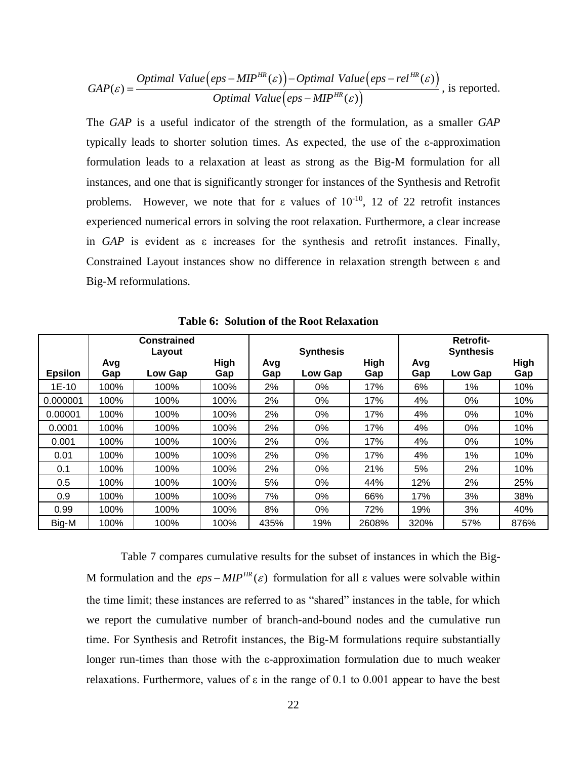$$GAP(\varepsilon) = \frac{Optimal\ Value\left(eps - MIP^{HR}(\varepsilon)\right) - Optimal\ Value\left(eps - rel^{HR}(\varepsilon)\right)}{Optimal\ Value\left(eps - MIP^{HR}(\varepsilon)\right)}$$

, is reported.

The *GAP* is a useful indicator of the strength of the formulation, as a smaller *GAP* typically leads to shorter solution times. As expected, the use of the ε-approximation formulation leads to a relaxation at least as strong as the Big-M formulation for all instances, and one that is significantly stronger for instances of the Synthesis and Retrofit problems. However, we note that for ε values of $10^{-10}$, 12 of 22 retrofit instances experienced numerical errors in solving the root relaxation. Furthermore, a clear increase in *GAP* is evident as ε increases for the synthesis and retrofit instances. Finally, Constrained Layout instances show no difference in relaxation strength between ε and Big-M reformulations.

**Table 6: Solution of the Root Relaxation**

| | Constrained Layout | | | Synthesis | | | Retrofit-Synthesis | | |
|---|---|---|---|---|---|---|---|---|---|
| **Epsilon** | **Avg Gap** | **Low Gap** | **High Gap** | **Avg Gap** | **Low Gap** | **High Gap** | **Avg Gap** | **Low Gap** | **High Gap** |
| 1E-10 | 100% | 100% | 100% | 2% | 0% | 17% | 6% | 1% | 10% |
| 0.000001 | 100% | 100% | 100% | 2% | 0% | 17% | 4% | 0% | 10% |
| 0.00001 | 100% | 100% | 100% | 2% | 0% | 17% | 4% | 0% | 10% |
| 0.0001 | 100% | 100% | 100% | 2% | 0% | 17% | 4% | 0% | 10% |
| 0.001 | 100% | 100% | 100% | 2% | 0% | 17% | 4% | 0% | 10% |
| 0.01 | 100% | 100% | 100% | 2% | 0% | 17% | 4% | 1% | 10% |
| 0.1 | 100% | 100% | 100% | 2% | 0% | 21% | 5% | 2% | 10% |
| 0.5 | 100% | 100% | 100% | 5% | 0% | 44% | 12% | 2% | 25% |
| 0.9 | 100% | 100% | 100% | 7% | 0% | 66% | 17% | 3% | 38% |
| 0.99 | 100% | 100% | 100% | 8% | 0% | 72% | 19% | 3% | 40% |
| Big-M | 100% | 100% | 100% | 435% | 19% | 2608% | 320% | 57% | 876% |

Table 7 compares cumulative results for the subset of instances in which the Big-M formulation and the $eps - MIP^{HR}(\varepsilon)$ formulation for all ε values were solvable within the time limit; these instances are referred to as "shared" instances in the table, for which we report the cumulative number of branch-and-bound nodes and the cumulative run time. For Synthesis and Retrofit instances, the Big-M formulations require substantially longer run-times than those with the ε-approximation formulation due to much weaker relaxations. Furthermore, values of ε in the range of 0.1 to 0.001 appear to have the best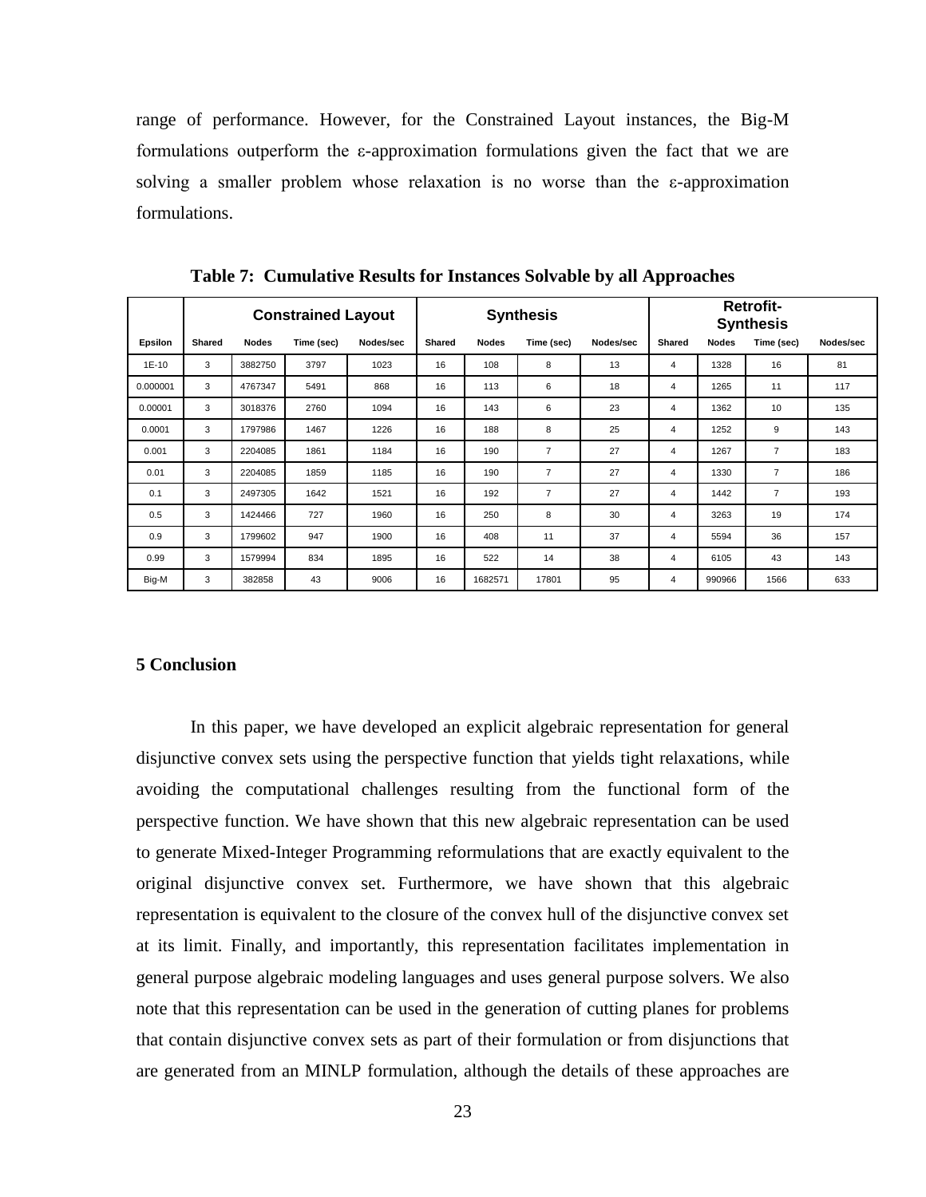range of performance. However, for the Constrained Layout instances, the Big-M formulations outperform the ε-approximation formulations given the fact that we are solving a smaller problem whose relaxation is no worse than the ε-approximation formulations.

**Table 7: Cumulative Results for Instances Solvable by all Approaches**

| | Constrained Layout | | | | Synthesis | | | | Retrofit-Synthesis | | | |
|---|---|---|---|---|---|---|---|---|---|---|---|---|
| Epsilon | Shared | Nodes | Time (sec) | Nodes/sec | Shared | Nodes | Time (sec) | Nodes/sec | Shared | Nodes | Time (sec) | Nodes/sec |
| 1E-10 | 3 | 3882750 | 3797 | 1023 | 16 | 108 | 8 | 13 | 4 | 1328 | 16 | 81 |
| 0.000001 | 3 | 4767347 | 5491 | 868 | 16 | 113 | 6 | 18 | 4 | 1265 | 11 | 117 |
| 0.00001 | 3 | 3018376 | 2760 | 1094 | 16 | 143 | 6 | 23 | 4 | 1362 | 10 | 135 |
| 0.0001 | 3 | 1797986 | 1467 | 1226 | 16 | 188 | 8 | 25 | 4 | 1252 | 9 | 143 |
| 0.001 | 3 | 2204085 | 1861 | 1184 | 16 | 190 | 7 | 27 | 4 | 1267 | 7 | 183 |
| 0.01 | 3 | 2204085 | 1859 | 1185 | 16 | 190 | 7 | 27 | 4 | 1330 | 7 | 186 |
| 0.1 | 3 | 2497305 | 1642 | 1521 | 16 | 192 | 7 | 27 | 4 | 1442 | 7 | 193 |
| 0.5 | 3 | 1424466 | 727 | 1960 | 16 | 250 | 8 | 30 | 4 | 3263 | 19 | 174 |
| 0.9 | 3 | 1799602 | 947 | 1900 | 16 | 408 | 11 | 37 | 4 | 5594 | 36 | 157 |
| 0.99 | 3 | 1579994 | 834 | 1895 | 16 | 522 | 14 | 38 | 4 | 6105 | 43 | 143 |
| Big-M | 3 | 382858 | 43 | 9006 | 16 | 1682571 | 17801 | 95 | 4 | 990966 | 1566 | 633 |

### 5 Conclusion

In this paper, we have developed an explicit algebraic representation for general disjunctive convex sets using the perspective function that yields tight relaxations, while avoiding the computational challenges resulting from the functional form of the perspective function. We have shown that this new algebraic representation can be used to generate Mixed-Integer Programming reformulations that are exactly equivalent to the original disjunctive convex set. Furthermore, we have shown that this algebraic representation is equivalent to the closure of the convex hull of the disjunctive convex set at its limit. Finally, and importantly, this representation facilitates implementation in general purpose algebraic modeling languages and uses general purpose solvers. We also note that this representation can be used in the generation of cutting planes for problems that contain disjunctive convex sets as part of their formulation or from disjunctions that are generated from an MINLP formulation, although the details of these approaches are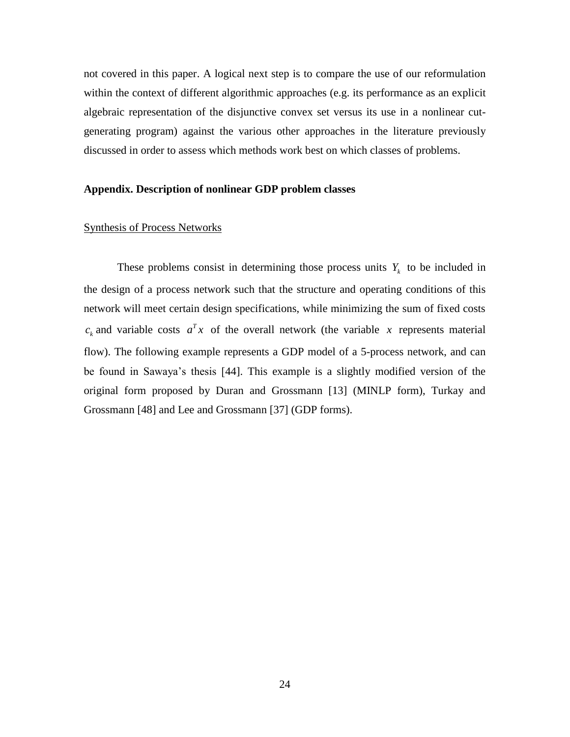not covered in this paper. A logical next step is to compare the use of our reformulation within the context of different algorithmic approaches (e.g. its performance as an explicit algebraic representation of the disjunctive convex set versus its use in a nonlinear cut-generating program) against the various other approaches in the literature previously discussed in order to assess which methods work best on which classes of problems.

## Appendix. Description of nonlinear GDP problem classes

### Synthesis of Process Networks

These problems consist in determining those process units $Y_k$ to be included in the design of a process network such that the structure and operating conditions of this network will meet certain design specifications, while minimizing the sum of fixed costs $c_k$ and variable costs $a^T x$ of the overall network (the variable $x$ represents material flow). The following example represents a GDP model of a 5-process network, and can be found in Sawaya's thesis [44]. This example is a slightly modified version of the original form proposed by Duran and Grossmann [13] (MINLP form), Turkay and Grossmann [48] and Lee and Grossmann [37] (GDP forms).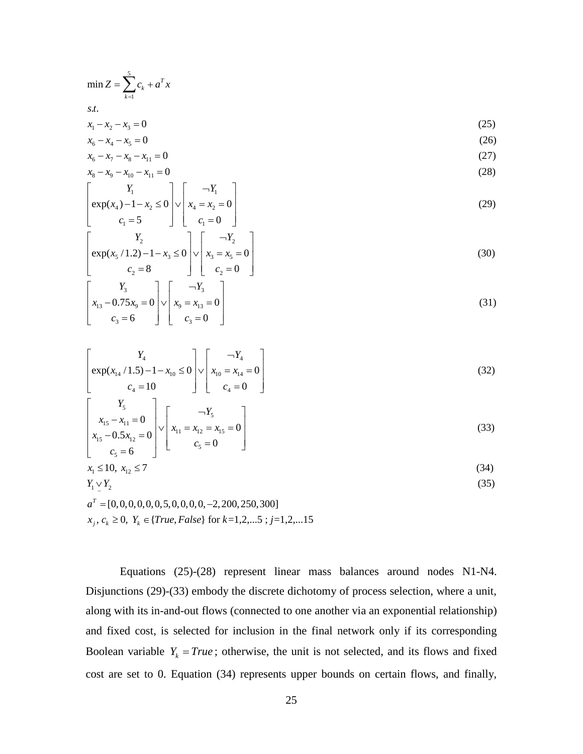$$\min Z = \sum_{k=1}^{5} c_k + a^T x$$

$s.t.$

$$x_1 - x_2 - x_3 = 0 \tag{25}$$

$$x_6 - x_4 - x_5 = 0 \tag{26}$$

$$x_6 - x_7 - x_8 - x_{11} = 0 \tag{27}$$

$$x_8 - x_9 - x_{10} - x_{11} = 0 \tag{28}$$

$$\begin{bmatrix} Y_1 \\ \exp(x_4) - 1 - x_2 \le 0 \\ c_1 = 5 \end{bmatrix} \vee \begin{bmatrix} \neg Y_1 \\ x_4 = x_2 = 0 \\ c_1 = 0 \end{bmatrix} \tag{29}$$

$$\begin{bmatrix} Y_2 \\ \exp(x_5 / 1.2) - 1 - x_3 \le 0 \\ c_2 = 8 \end{bmatrix} \vee \begin{bmatrix} \neg Y_2 \\ x_3 = x_5 = 0 \\ c_2 = 0 \end{bmatrix} \tag{30}$$

$$\begin{bmatrix} Y_3 \\ x_{13} - 0.75 x_9 = 0 \\ c_3 = 6 \end{bmatrix} \vee \begin{bmatrix} \neg Y_3 \\ x_9 = x_{13} = 0 \\ c_3 = 0 \end{bmatrix} \tag{31}$$

$$\begin{bmatrix} Y_4 \\ \exp(x_{14} / 1.5) - 1 - x_{10} \le 0 \\ c_4 = 10 \end{bmatrix} \vee \begin{bmatrix} \neg Y_4 \\ x_{10} = x_{14} = 0 \\ c_4 = 0 \end{bmatrix} \tag{32}$$

$$\begin{bmatrix} Y_5 \\ x_{15} - x_{11} = 0 \\ x_{15} - 0.5 x_{12} = 0 \\ c_5 = 6 \end{bmatrix} \vee \begin{bmatrix} \neg Y_5 \\ x_{11} = x_{12} = x_{15} = 0 \\ c_5 = 0 \end{bmatrix} \tag{33}$$

$$x_1 \le 10, \; x_{12} \le 7 \tag{34}$$

$$Y_1 \underline{\vee} Y_2 \tag{35}$$

$$a^T = [0,0,0,0,0,0,5,0,0,0,0,-2,200,250,300]$$

$$x_j, \, c_k \ge 0, \; Y_k \in \{True, False\} \text{ for } k=1,2,...5 \; ; j=1,2,...15$$

Equations (25)-(28) represent linear mass balances around nodes N1-N4. Disjunctions (29)-(33) embody the discrete dichotomy of process selection, where a unit, along with its in-and-out flows (connected to one another via an exponential relationship) and fixed cost, is selected for inclusion in the final network only if its corresponding Boolean variable $Y_k = True$; otherwise, the unit is not selected, and its flows and fixed cost are set to 0. Equation (34) represents upper bounds on certain flows, and finally,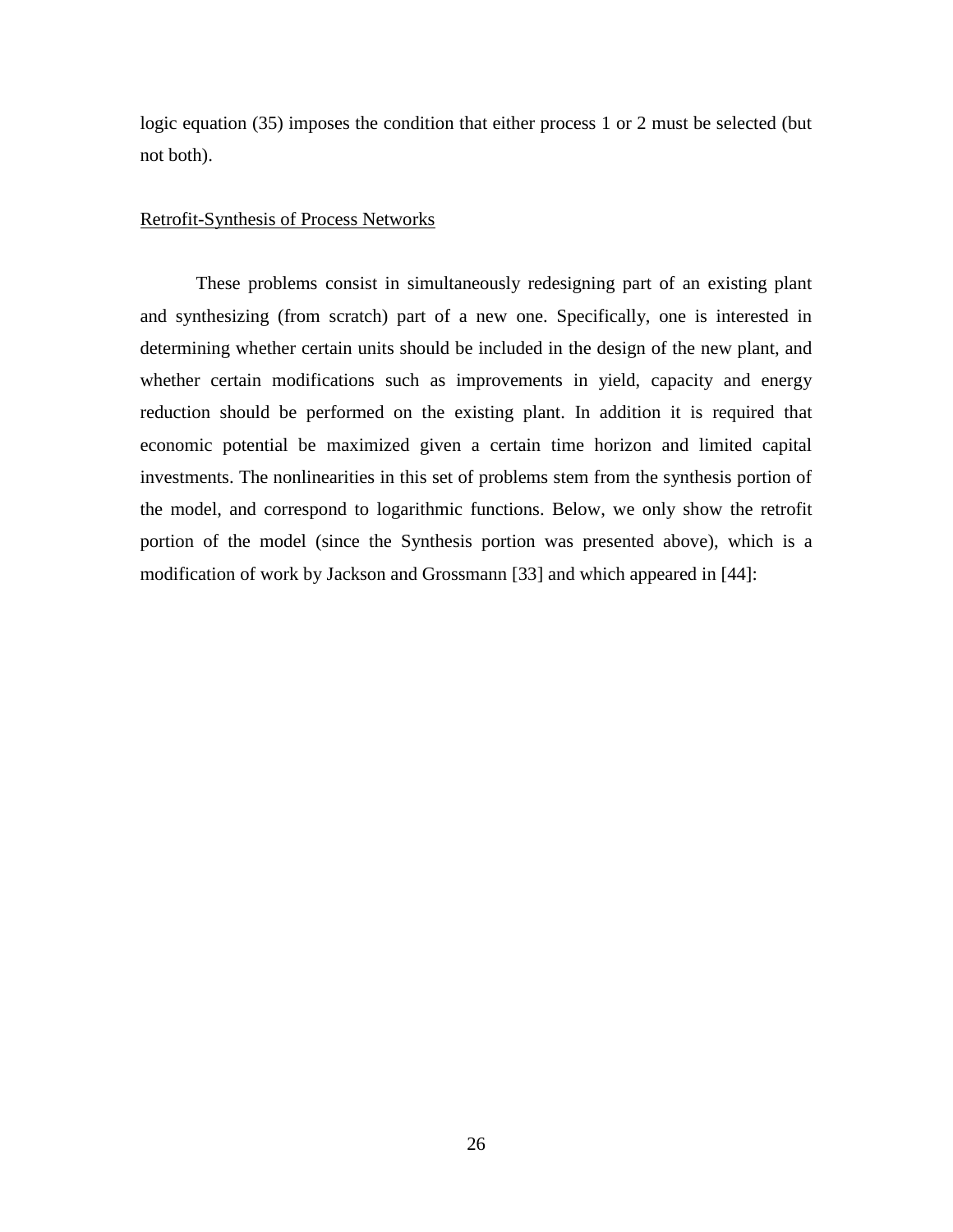logic equation (35) imposes the condition that either process 1 or 2 must be selected (but not both).

Retrofit-Synthesis of Process Networks

These problems consist in simultaneously redesigning part of an existing plant and synthesizing (from scratch) part of a new one. Specifically, one is interested in determining whether certain units should be included in the design of the new plant, and whether certain modifications such as improvements in yield, capacity and energy reduction should be performed on the existing plant. In addition it is required that economic potential be maximized given a certain time horizon and limited capital investments. The nonlinearities in this set of problems stem from the synthesis portion of the model, and correspond to logarithmic functions. Below, we only show the retrofit portion of the model (since the Synthesis portion was presented above), which is a modification of work by Jackson and Grossmann [33] and which appeared in [44]: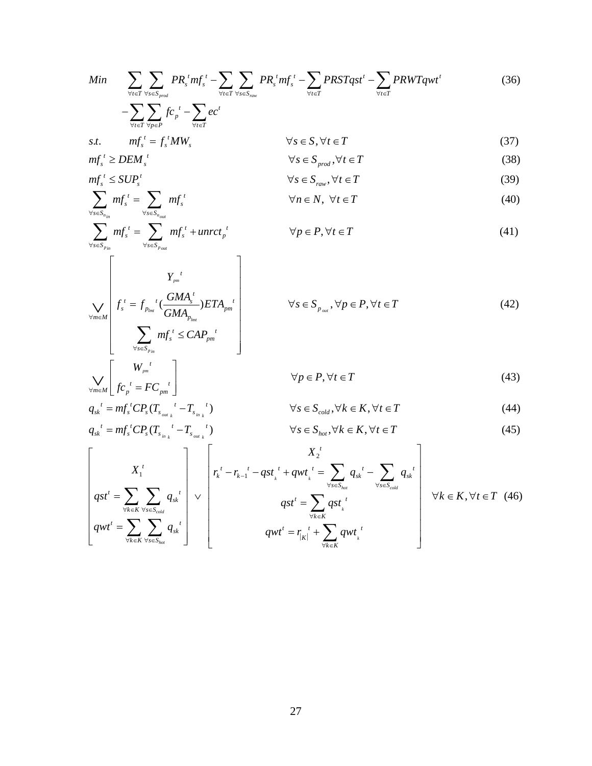$$
\begin{aligned}
Min \quad & \sum_{\forall t \in T} \sum_{\forall s \in S_{prod}} PR_s^{\,t} mf_s^{\,t} - \sum_{\forall t \in T} \sum_{\forall s \in S_{raw}} PR_s^{\,t} mf_s^{\,t} - \sum_{\forall t \in T} PRSTqst^t - \sum_{\forall t \in T} PRWTqwt^t \\
& - \sum_{\forall t \in T} \sum_{\forall p \in P} fc_p^{\,t} - \sum_{\forall t \in T} ec^t
\end{aligned} \tag{36}
$$

$$
s.t. \qquad mf_s^{\,t} = f_s^{\,t} MW_s \qquad \forall s \in S, \forall t \in T \tag{37}
$$

$$
mf_s^{\,t} \geq DEM_s^{\,t} \qquad \forall s \in S_{prod}, \forall t \in T \tag{38}
$$

$$
mf_s^{\,t} \leq SUP_s^t \qquad \forall s \in S_{raw}, \forall t \in T \tag{39}
$$

$$
\sum_{\forall s \in S_{n_{in}}} mf_s^{\,t} = \sum_{\forall s \in S_{n_{out}}} mf_s^{\,t} \qquad \forall n \in N, \ \forall t \in T \tag{40}
$$

$$
\sum_{\forall s \in S_{p_{in}}} mf_s^{\,t} = \sum_{\forall s \in S_{p_{out}}} mf_s^{\,t} + unrct_p^{\,t} \qquad \forall p \in P, \forall t \in T \tag{41}
$$

$$
\bigvee_{\forall m \in M} \left[ \begin{array}{c} Y_{pm}^{\;\;t} \\ f_s^{\,t} = f_{p_{lmt}}^{\;\;t} \left( \dfrac{GMA_s^t}{GMA_{p_{lmt}}} \right) ETA_{pm}^{\;\;t} \\ \displaystyle\sum_{\forall s \in S_{p_{in}}} mf_s^{\,t} \leq CAP_{pm}^{\;\;t} \end{array} \right] \qquad \forall s \in S_{p_{out}}, \forall p \in P, \forall t \in T \tag{42}
$$

$$
\bigvee_{\forall m \in M} \left[ \begin{array}{c} W_{pm}^{\;\;t} \\ fc_p^{\,t} = FC_{pm}^{\;\;t} \end{array} \right] \qquad \forall p \in P, \forall t \in T \tag{43}
$$

$$
q_{sk}^{\;\;t} = mf_s^{\,t} CP_s (T_{s_{out\,k}}^{\;\;t} - T_{s_{in\,k}}^{\;\;t}) \qquad \forall s \in S_{cold}, \forall k \in K, \forall t \in T \tag{44}
$$

$$
q_{sk}^{\;\;t} = mf_s^{\,t} CP_s (T_{s_{in\,k}}^{\;\;t} - T_{s_{out\,k}}^{\;\;t}) \qquad \forall s \in S_{hot}, \forall k \in K, \forall t \in T \tag{45}
$$

$$
\left[ \begin{array}{c} X_1^{\,t} \\ qst^t = \displaystyle\sum_{\forall k \in K} \sum_{\forall s \in S_{cold}} q_{sk}^{\;\;t} \\ qwt^t = \displaystyle\sum_{\forall k \in K} \sum_{\forall s \in S_{hot}} q_{sk}^{\;\;t} \end{array} \right] \vee \left[ \begin{array}{c} X_2^{\,t} \\ r_k^{\,t} - r_{k-1}^{\;\;t} - qst_k^{\;\;t} + qwt_k^{\;\;t} = \displaystyle\sum_{\forall s \in S_{hot}} q_{sk}^{\;\;t} - \sum_{\forall s \in S_{cold}} q_{sk}^{\;\;t} \\ qst^t = \displaystyle\sum_{\forall k \in K} qst_k^{\;\;t} \\ qwt^t = r_{|K|}^{\;\;t} + \displaystyle\sum_{\forall k \in K} qwt_k^{\;\;t} \end{array} \right] \quad \forall k \in K, \forall t \in T \tag{46}
$$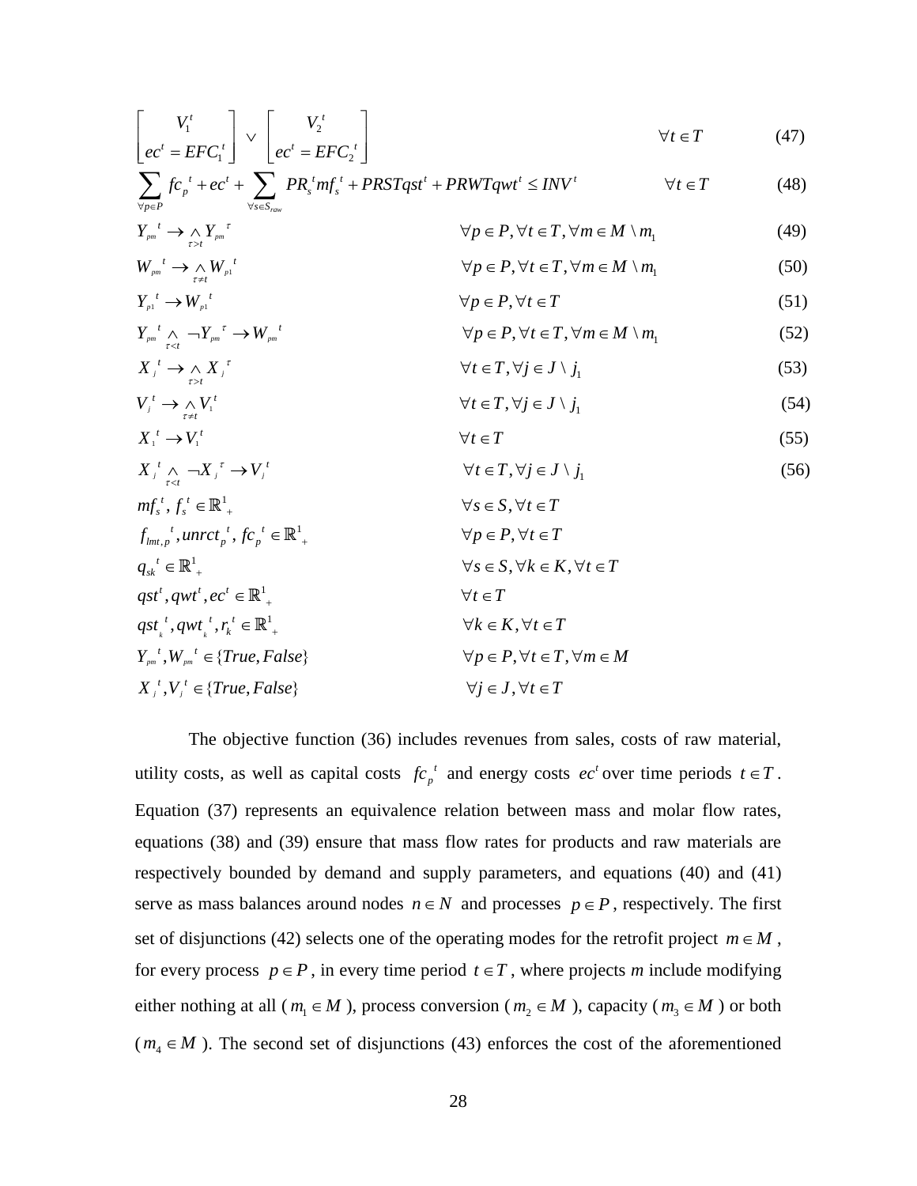$$\begin{bmatrix} V_1^t \\ ec^t = EFC_1^t \end{bmatrix} \vee \begin{bmatrix} V_2^t \\ ec^t = EFC_2^t \end{bmatrix} \qquad \forall t \in T \qquad (47)$$

$$\sum_{\forall p \in P} fc_p^{\ t} + ec^t + \sum_{\forall s \in S_{raw}} PR_s^{\ t} mf_s^{\ t} + PRSTqst^t + PRWTqwt^t \leq INV^t \qquad \forall t \in T \qquad (48)$$

$$Y_{pm}^{\ \ t} \rightarrow \underset{\tau > t}{\wedge} Y_{pm}^{\ \ \tau} \qquad \forall p \in P, \forall t \in T, \forall m \in M \setminus m_1 \qquad (49)$$

$$W_{pm}^{\ \ t} \rightarrow \underset{\tau \neq t}{\wedge} W_{p1}^{\ \ t} \qquad \forall p \in P, \forall t \in T, \forall m \in M \setminus m_1 \qquad (50)$$

$$Y_{p1}^{\ \ t} \rightarrow W_{p1}^{\ \ t} \qquad \forall p \in P, \forall t \in T \qquad (51)$$

$$Y_{pm}^{\ \ t} \underset{\tau < t}{\wedge} \neg Y_{pm}^{\ \ \tau} \rightarrow W_{pm}^{\ \ t} \qquad \forall p \in P, \forall t \in T, \forall m \in M \setminus m_1 \qquad (52)$$

$$X_j^{\ t} \rightarrow \underset{\tau > t}{\wedge} X_j^{\ \tau} \qquad \forall t \in T, \forall j \in J \setminus j_1 \qquad (53)$$

$$V_j^{\ t} \rightarrow \underset{\tau \neq t}{\wedge} V_1^{\ t} \qquad \forall t \in T, \forall j \in J \setminus j_1 \qquad (54)$$

$$X_1^{\ t} \rightarrow V_1^{\ t} \qquad \forall t \in T \qquad (55)$$

$$X_j^{\ t} \underset{\tau < t}{\wedge} \neg X_j^{\ \tau} \rightarrow V_j^{\ t} \qquad \forall t \in T, \forall j \in J \setminus j_1 \qquad (56)$$

$$mf_s^{\ t}, f_s^{\ t} \in \mathbb{R}^1_+ \qquad \forall s \in S, \forall t \in T$$

$$f_{lmt,p}^{\ \ t}, unrct_p^{\ t}, fc_p^{\ t} \in \mathbb{R}^1_+ \qquad \forall p \in P, \forall t \in T$$

$$q_{sk}^{\ \ t} \in \mathbb{R}^1_+ \qquad \forall s \in S, \forall k \in K, \forall t \in T$$

$$qst^t, qwt^t, ec^t \in \mathbb{R}^1_+ \qquad \forall t \in T$$

$$qst_k^{\ t}, qwt_k^{\ t}, r_k^t \in \mathbb{R}^1_+ \qquad \forall k \in K, \forall t \in T$$

$$Y_{pm}^{\ \ t}, W_{pm}^{\ \ t} \in \{True, False\} \qquad \forall p \in P, \forall t \in T, \forall m \in M$$

$$X_j^{\ t}, V_j^{\ t} \in \{True, False\} \qquad \forall j \in J, \forall t \in T$$

The objective function (36) includes revenues from sales, costs of raw material, utility costs, as well as capital costs $fc_p^{\ t}$ and energy costs $ec^t$ over time periods $t \in T$. Equation (37) represents an equivalence relation between mass and molar flow rates, equations (38) and (39) ensure that mass flow rates for products and raw materials are respectively bounded by demand and supply parameters, and equations (40) and (41) serve as mass balances around nodes $n \in N$ and processes $p \in P$, respectively. The first set of disjunctions (42) selects one of the operating modes for the retrofit project $m \in M$, for every process $p \in P$, in every time period $t \in T$, where projects *m* include modifying either nothing at all ($m_1 \in M$), process conversion ($m_2 \in M$), capacity ($m_3 \in M$) or both ($m_4 \in M$). The second set of disjunctions (43) enforces the cost of the aforementioned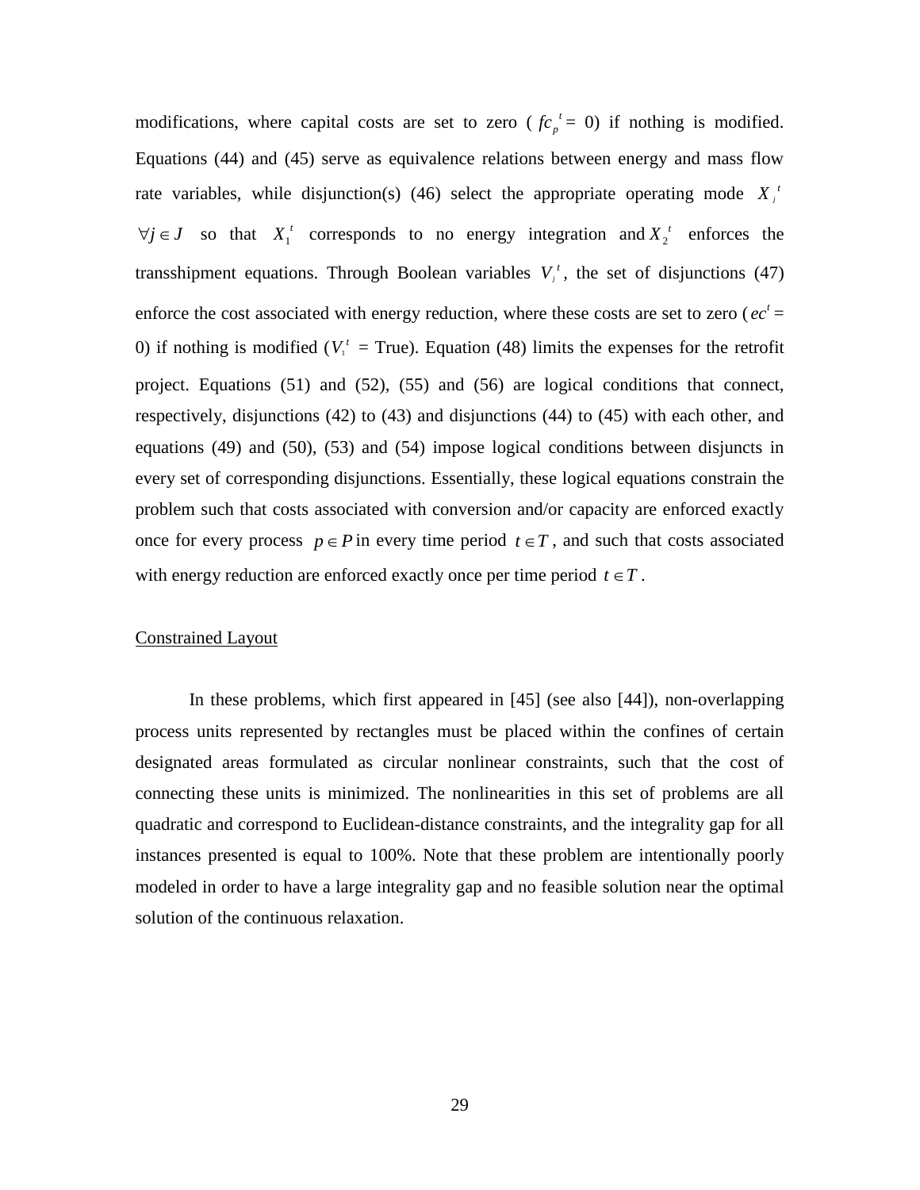modifications, where capital costs are set to zero ( $fc_p^{\,t} = 0$) if nothing is modified. Equations (44) and (45) serve as equivalence relations between energy and mass flow rate variables, while disjunction(s) (46) select the appropriate operating mode $X_j^{\,t}$ $\forall j \in J$ so that $X_1^{\,t}$ corresponds to no energy integration and $X_2^{\,t}$ enforces the transshipment equations. Through Boolean variables $V_j^{\,t}$, the set of disjunctions (47) enforce the cost associated with energy reduction, where these costs are set to zero ( $ec^t$ = 0) if nothing is modified ($V_1^{\,t}$ = True). Equation (48) limits the expenses for the retrofit project. Equations (51) and (52), (55) and (56) are logical conditions that connect, respectively, disjunctions (42) to (43) and disjunctions (44) to (45) with each other, and equations (49) and (50), (53) and (54) impose logical conditions between disjuncts in every set of corresponding disjunctions. Essentially, these logical equations constrain the problem such that costs associated with conversion and/or capacity are enforced exactly once for every process $p \in P$ in every time period $t \in T$, and such that costs associated with energy reduction are enforced exactly once per time period $t \in T$.

Constrained Layout

In these problems, which first appeared in [45] (see also [44]), non-overlapping process units represented by rectangles must be placed within the confines of certain designated areas formulated as circular nonlinear constraints, such that the cost of connecting these units is minimized. The nonlinearities in this set of problems are all quadratic and correspond to Euclidean-distance constraints, and the integrality gap for all instances presented is equal to 100%. Note that these problem are intentionally poorly modeled in order to have a large integrality gap and no feasible solution near the optimal solution of the continuous relaxation.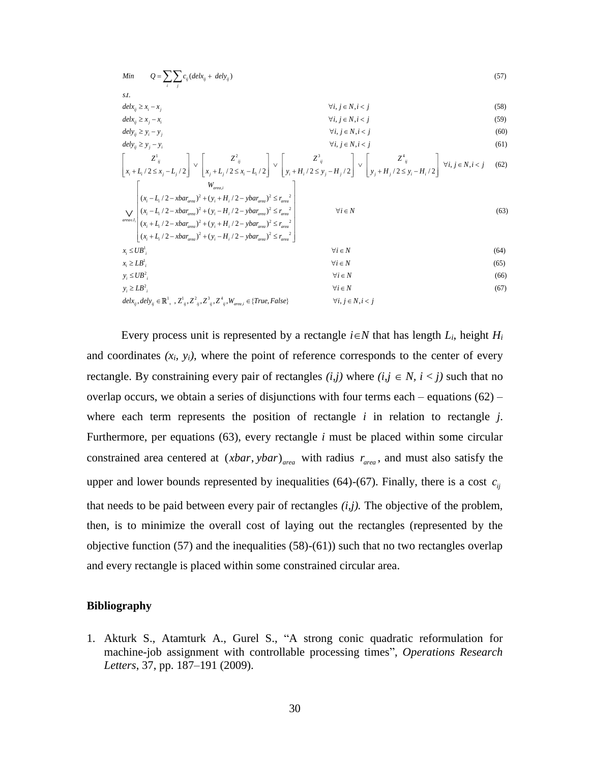$$Min \qquad Q = \sum_i \sum_j c_{ij}(delx_{ij} + dely_{ij}) \tag{57}$$

s.t.

$$delx_{ij} \geq x_i - x_j \qquad \forall i, j \in N, i < j \tag{58}$$

$$delx_{ij} \geq x_j - x_i \qquad \forall i, j \in N, i < j \tag{59}$$

$$dely_{ij} \geq y_i - y_j \qquad \forall i, j \in N, i < j \tag{60}$$

$$dely_{ij} \geq y_j - y_i \qquad \forall i, j \in N, i < j \tag{61}$$

$$\begin{bmatrix} Z^1_{ij} \\ x_i + L_i/2 \leq x_j - L_j/2 \end{bmatrix} \vee \begin{bmatrix} Z^2_{ij} \\ x_j + L_j/2 \leq x_i - L_i/2 \end{bmatrix} \vee \begin{bmatrix} Z^3_{ij} \\ y_i + H_i/2 \leq y_j - H_j/2 \end{bmatrix} \vee \begin{bmatrix} Z^4_{ij} \\ y_j + H_j/2 \leq y_i - H_i/2 \end{bmatrix} \quad \forall i, j \in N, i < j \tag{62}$$

$$\bigvee_{area,J_i} \begin{bmatrix} W_{area,i} \\ (x_i - L_i/2 - xbar_{area})^2 + (y_i + H_i/2 - ybar_{area})^2 \leq r_{area}{}^2 \\ (x_i - L_i/2 - xbar_{area})^2 + (y_i - H_i/2 - ybar_{area})^2 \leq r_{area}{}^2 \\ (x_i + L_i/2 - xbar_{area})^2 + (y_i + H_i/2 - ybar_{area})^2 \leq r_{area}{}^2 \\ (x_i + L_i/2 - xbar_{area})^2 + (y_i - H_i/2 - ybar_{area})^2 \leq r_{area}{}^2 \end{bmatrix} \qquad \forall i \in N \tag{63}$$

$$x_i \leq UB^1_i \qquad \forall i \in N \tag{64}$$

$$x_i \geq LB^1_i \qquad \forall i \in N \tag{65}$$

$$y_i \leq UB^2_i \qquad \forall i \in N \tag{66}$$

$$y_i \geq LB^2_i \qquad \forall i \in N \tag{67}$$

$$delx_{ij}, dely_{ij} \in \mathbb{R}^1_+,\ Z^1_{ij}, Z^2_{ij}, Z^3_{ij}, Z^4_{ij}, W_{area,i} \in \{True, False\} \qquad \forall i, j \in N, i < j$$

Every process unit is represented by a rectangle $i \in N$ that has length $L_i$, height $H_i$ and coordinates $(x_i, y_i)$, where the point of reference corresponds to the center of every rectangle. By constraining every pair of rectangles $(i,j)$ where $(i,j \in N, i < j)$ such that no overlap occurs, we obtain a series of disjunctions with four terms each – equations (62) – where each term represents the position of rectangle $i$ in relation to rectangle $j$. Furthermore, per equations (63), every rectangle $i$ must be placed within some circular constrained area centered at $(xbar, ybar)_{area}$ with radius $r_{area}$, and must also satisfy the upper and lower bounds represented by inequalities (64)-(67). Finally, there is a cost $c_{ij}$ that needs to be paid between every pair of rectangles $(i,j)$. The objective of the problem, then, is to minimize the overall cost of laying out the rectangles (represented by the objective function (57) and the inequalities (58)-(61)) such that no two rectangles overlap and every rectangle is placed within some constrained circular area.

## Bibliography

1. Akturk S., Atamturk A., Gurel S., "A strong conic quadratic reformulation for machine-job assignment with controllable processing times", *Operations Research Letters*, 37, pp. 187–191 (2009).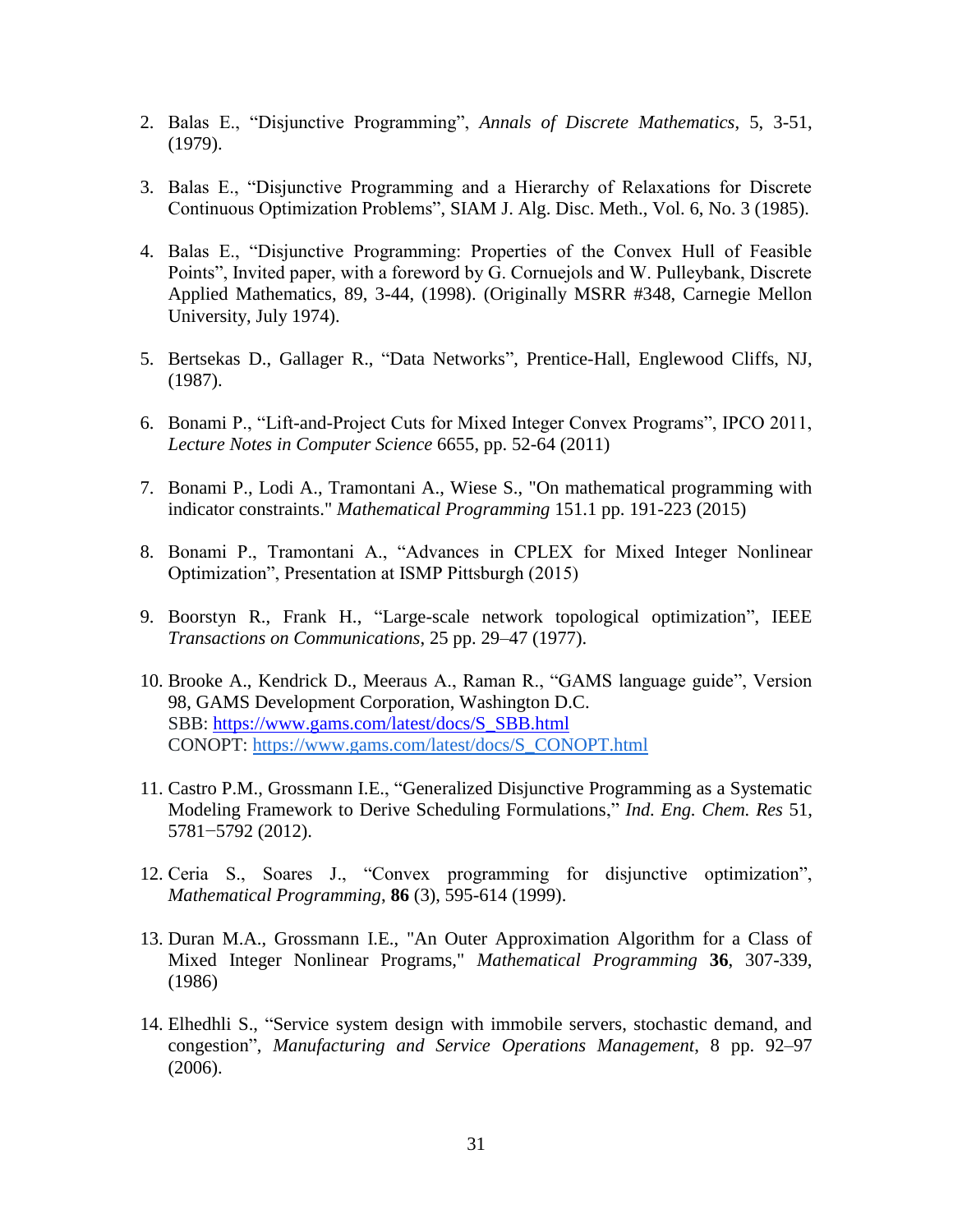2. Balas E., “Disjunctive Programming”, *Annals of Discrete Mathematics*, 5, 3-51, (1979).

3. Balas E., “Disjunctive Programming and a Hierarchy of Relaxations for Discrete Continuous Optimization Problems”, SIAM J. Alg. Disc. Meth., Vol. 6, No. 3 (1985).

4. Balas E., “Disjunctive Programming: Properties of the Convex Hull of Feasible Points”, Invited paper, with a foreword by G. Cornuejols and W. Pulleybank, Discrete Applied Mathematics, 89, 3-44, (1998). (Originally MSRR #348, Carnegie Mellon University, July 1974).

5. Bertsekas D., Gallager R., “Data Networks”, Prentice-Hall, Englewood Cliffs, NJ, (1987).

6. Bonami P., “Lift-and-Project Cuts for Mixed Integer Convex Programs”, IPCO 2011, *Lecture Notes in Computer Science* 6655, pp. 52-64 (2011)

7. Bonami P., Lodi A., Tramontani A., Wiese S., "On mathematical programming with indicator constraints." *Mathematical Programming* 151.1 pp. 191-223 (2015)

8. Bonami P., Tramontani A., “Advances in CPLEX for Mixed Integer Nonlinear Optimization”, Presentation at ISMP Pittsburgh (2015)

9. Boorstyn R., Frank H., “Large-scale network topological optimization”, IEEE *Transactions on Communications*, 25 pp. 29–47 (1977).

10. Brooke A., Kendrick D., Meeraus A., Raman R., “GAMS language guide”, Version 98, GAMS Development Corporation, Washington D.C.
    SBB: https://www.gams.com/latest/docs/S_SBB.html
    CONOPT: https://www.gams.com/latest/docs/S_CONOPT.html

11. Castro P.M., Grossmann I.E., “Generalized Disjunctive Programming as a Systematic Modeling Framework to Derive Scheduling Formulations,” *Ind. Eng. Chem. Res* 51, 5781−5792 (2012).

12. Ceria S., Soares J., “Convex programming for disjunctive optimization”, *Mathematical Programming*, **86** (3), 595-614 (1999).

13. Duran M.A., Grossmann I.E., "An Outer Approximation Algorithm for a Class of Mixed Integer Nonlinear Programs," *Mathematical Programming* **36**, 307-339, (1986)

14. Elhedhli S., “Service system design with immobile servers, stochastic demand, and congestion”, *Manufacturing and Service Operations Management*, 8 pp. 92–97 (2006).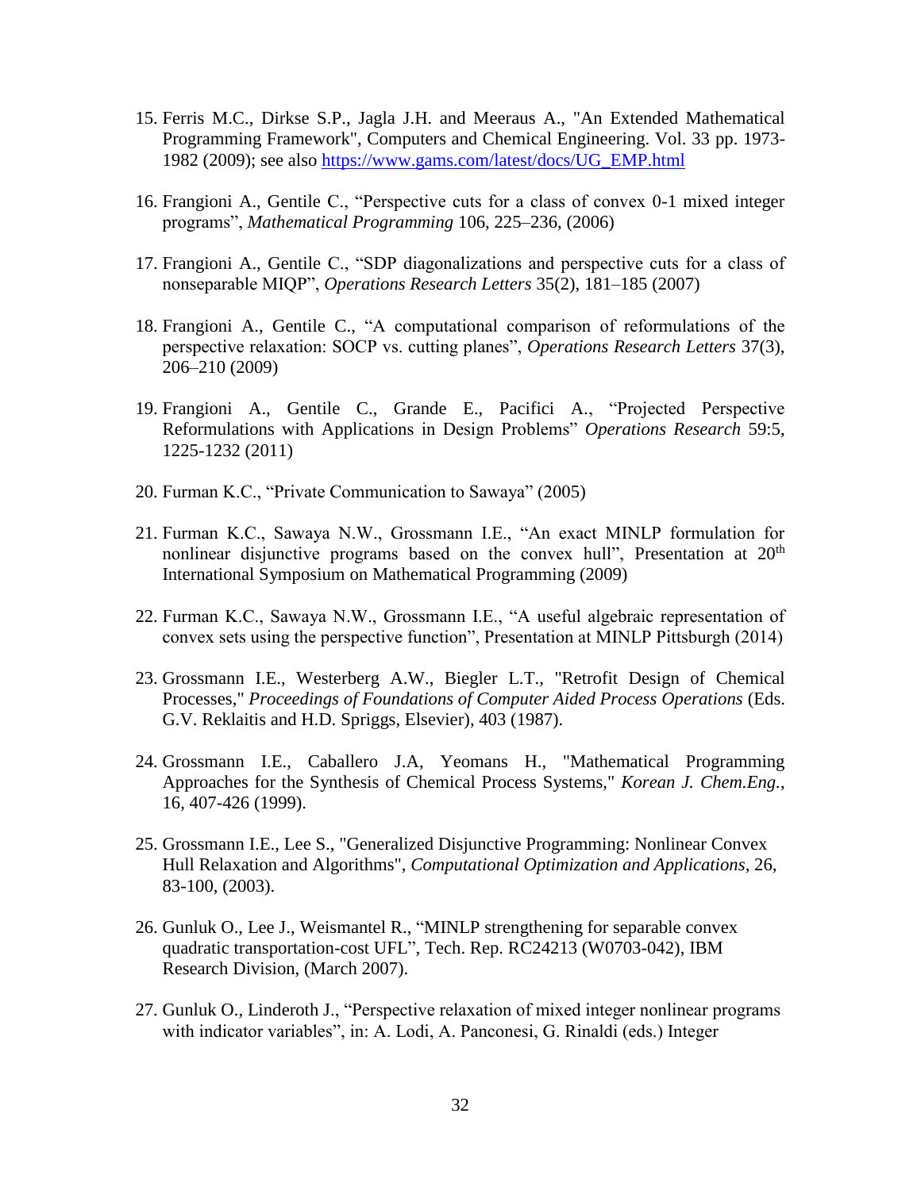15. Ferris M.C., Dirkse S.P., Jagla J.H. and Meeraus A., "An Extended Mathematical Programming Framework", Computers and Chemical Engineering. Vol. 33 pp. 1973-1982 (2009); see also https://www.gams.com/latest/docs/UG_EMP.html

16. Frangioni A., Gentile C., "Perspective cuts for a class of convex 0-1 mixed integer programs", *Mathematical Programming* 106, 225–236, (2006)

17. Frangioni A., Gentile C., "SDP diagonalizations and perspective cuts for a class of nonseparable MIQP", *Operations Research Letters* 35(2), 181–185 (2007)

18. Frangioni A., Gentile C., "A computational comparison of reformulations of the perspective relaxation: SOCP vs. cutting planes", *Operations Research Letters* 37(3), 206–210 (2009)

19. Frangioni A., Gentile C., Grande E., Pacifici A., "Projected Perspective Reformulations with Applications in Design Problems" *Operations Research* 59:5, 1225-1232 (2011)

20. Furman K.C., "Private Communication to Sawaya" (2005)

21. Furman K.C., Sawaya N.W., Grossmann I.E., "An exact MINLP formulation for nonlinear disjunctive programs based on the convex hull", Presentation at 20th International Symposium on Mathematical Programming (2009)

22. Furman K.C., Sawaya N.W., Grossmann I.E., "A useful algebraic representation of convex sets using the perspective function", Presentation at MINLP Pittsburgh (2014)

23. Grossmann I.E., Westerberg A.W., Biegler L.T., "Retrofit Design of Chemical Processes," *Proceedings of Foundations of Computer Aided Process Operations* (Eds. G.V. Reklaitis and H.D. Spriggs, Elsevier), 403 (1987).

24. Grossmann I.E., Caballero J.A, Yeomans H., "Mathematical Programming Approaches for the Synthesis of Chemical Process Systems," *Korean J. Chem.Eng.*, 16, 407-426 (1999).

25. Grossmann I.E., Lee S., "Generalized Disjunctive Programming: Nonlinear Convex Hull Relaxation and Algorithms", *Computational Optimization and Applications*, 26, 83-100, (2003).

26. Gunluk O., Lee J., Weismantel R., "MINLP strengthening for separable convex quadratic transportation-cost UFL", Tech. Rep. RC24213 (W0703-042), IBM Research Division, (March 2007).

27. Gunluk O., Linderoth J., "Perspective relaxation of mixed integer nonlinear programs with indicator variables", in: A. Lodi, A. Panconesi, G. Rinaldi (eds.) Integer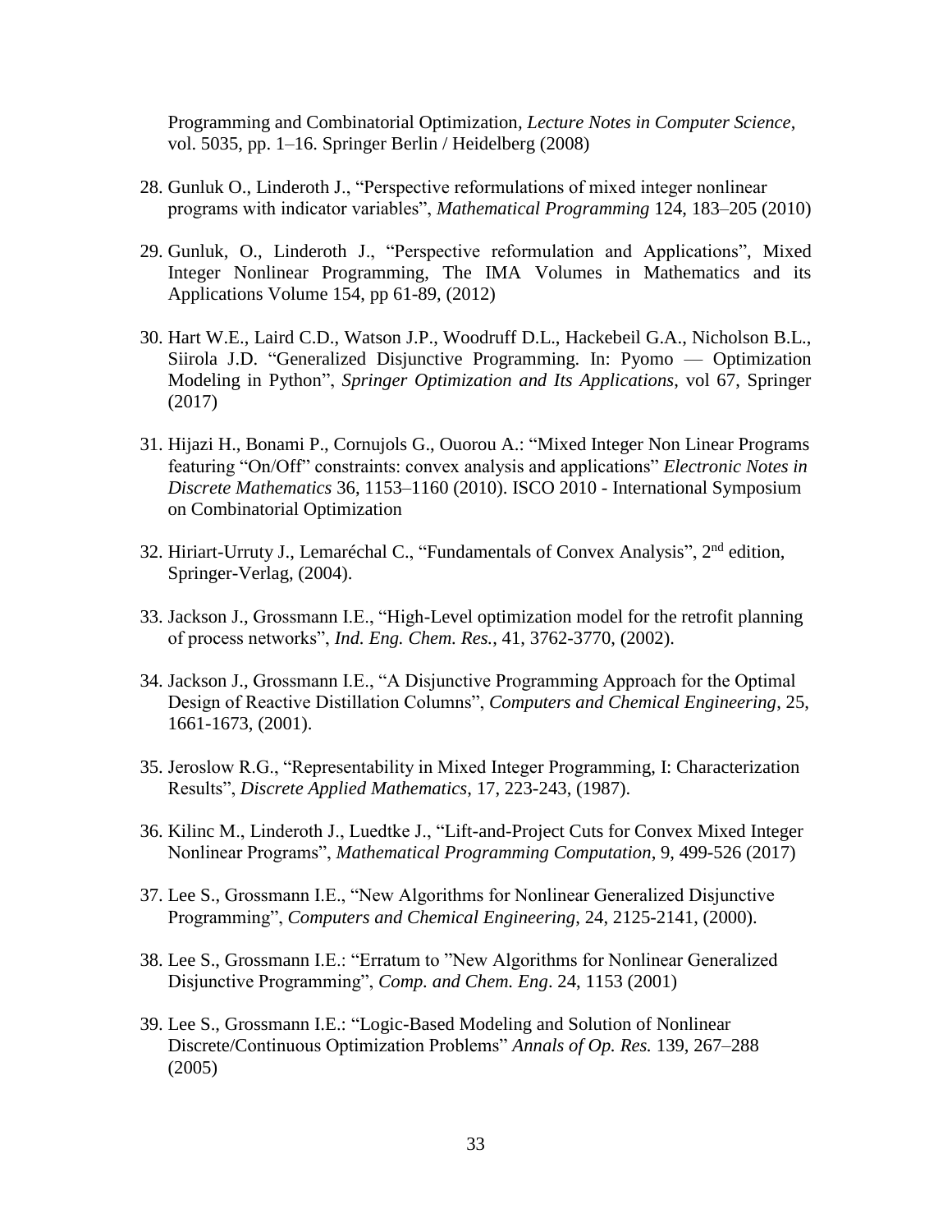Programming and Combinatorial Optimization, *Lecture Notes in Computer Science*, vol. 5035, pp. 1–16. Springer Berlin / Heidelberg (2008)

28. Gunluk O., Linderoth J., “Perspective reformulations of mixed integer nonlinear programs with indicator variables”, *Mathematical Programming* 124, 183–205 (2010)

29. Gunluk, O., Linderoth J., “Perspective reformulation and Applications”, Mixed Integer Nonlinear Programming, The IMA Volumes in Mathematics and its Applications Volume 154, pp 61-89, (2012)

30. Hart W.E., Laird C.D., Watson J.P., Woodruff D.L., Hackebeil G.A., Nicholson B.L., Siirola J.D. “Generalized Disjunctive Programming. In: Pyomo — Optimization Modeling in Python”, *Springer Optimization and Its Applications*, vol 67, Springer (2017)

31. Hijazi H., Bonami P., Cornujols G., Ouorou A.: “Mixed Integer Non Linear Programs featuring “On/Off” constraints: convex analysis and applications” *Electronic Notes in Discrete Mathematics* 36, 1153–1160 (2010). ISCO 2010 - International Symposium on Combinatorial Optimization

32. Hiriart-Urruty J., Lemaréchal C., “Fundamentals of Convex Analysis”, 2nd edition, Springer-Verlag, (2004).

33. Jackson J., Grossmann I.E., “High-Level optimization model for the retrofit planning of process networks”, *Ind. Eng. Chem. Res.*, 41, 3762-3770, (2002).

34. Jackson J., Grossmann I.E., “A Disjunctive Programming Approach for the Optimal Design of Reactive Distillation Columns”, *Computers and Chemical Engineering*, 25, 1661-1673, (2001).

35. Jeroslow R.G., “Representability in Mixed Integer Programming, I: Characterization Results”, *Discrete Applied Mathematics*, 17, 223-243, (1987).

36. Kilinc M., Linderoth J., Luedtke J., “Lift-and-Project Cuts for Convex Mixed Integer Nonlinear Programs”, *Mathematical Programming Computation*, 9, 499-526 (2017)

37. Lee S., Grossmann I.E., “New Algorithms for Nonlinear Generalized Disjunctive Programming”, *Computers and Chemical Engineering*, 24, 2125-2141, (2000).

38. Lee S., Grossmann I.E.: “Erratum to ”New Algorithms for Nonlinear Generalized Disjunctive Programming”, *Comp. and Chem. Eng*. 24, 1153 (2001)

39. Lee S., Grossmann I.E.: “Logic-Based Modeling and Solution of Nonlinear Discrete/Continuous Optimization Problems” *Annals of Op. Res.* 139, 267–288 (2005)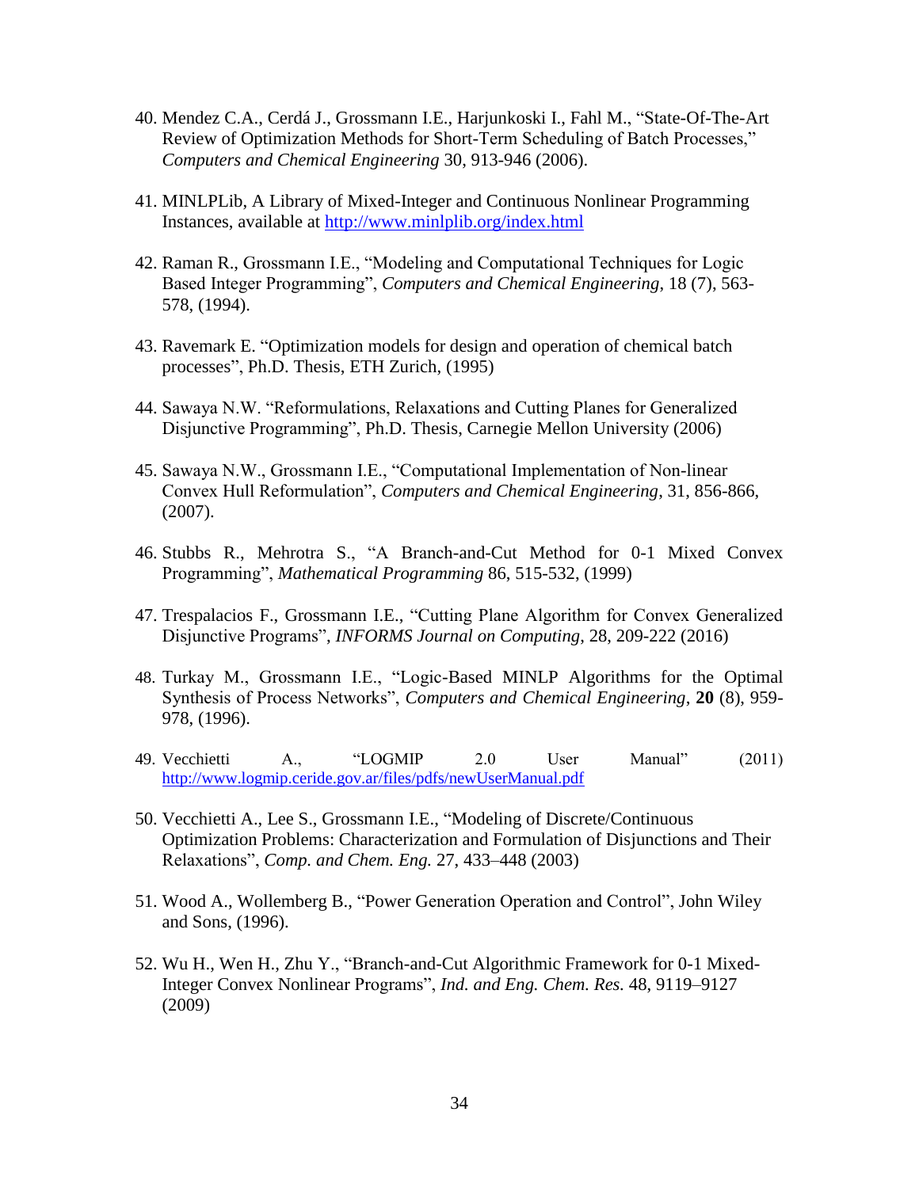40. Mendez C.A., Cerdá J., Grossmann I.E., Harjunkoski I., Fahl M., "State-Of-The-Art Review of Optimization Methods for Short-Term Scheduling of Batch Processes," *Computers and Chemical Engineering* 30, 913-946 (2006).

41. MINLPLib, A Library of Mixed-Integer and Continuous Nonlinear Programming Instances, available at http://www.minlplib.org/index.html

42. Raman R., Grossmann I.E., "Modeling and Computational Techniques for Logic Based Integer Programming", *Computers and Chemical Engineering*, 18 (7), 563-578, (1994).

43. Ravemark E. "Optimization models for design and operation of chemical batch processes", Ph.D. Thesis, ETH Zurich, (1995)

44. Sawaya N.W. "Reformulations, Relaxations and Cutting Planes for Generalized Disjunctive Programming", Ph.D. Thesis, Carnegie Mellon University (2006)

45. Sawaya N.W., Grossmann I.E., "Computational Implementation of Non-linear Convex Hull Reformulation", *Computers and Chemical Engineering*, 31, 856-866, (2007).

46. Stubbs R., Mehrotra S., "A Branch-and-Cut Method for 0-1 Mixed Convex Programming", *Mathematical Programming* 86, 515-532, (1999)

47. Trespalacios F., Grossmann I.E., "Cutting Plane Algorithm for Convex Generalized Disjunctive Programs", *INFORMS Journal on Computing*, 28, 209-222 (2016)

48. Turkay M., Grossmann I.E., "Logic-Based MINLP Algorithms for the Optimal Synthesis of Process Networks", *Computers and Chemical Engineering*, **20** (8), 959-978, (1996).

49. Vecchietti A., "LOGMIP 2.0 User Manual" (2011) http://www.logmip.ceride.gov.ar/files/pdfs/newUserManual.pdf

50. Vecchietti A., Lee S., Grossmann I.E., "Modeling of Discrete/Continuous Optimization Problems: Characterization and Formulation of Disjunctions and Their Relaxations", *Comp. and Chem. Eng.* 27, 433–448 (2003)

51. Wood A., Wollemberg B., "Power Generation Operation and Control", John Wiley and Sons, (1996).

52. Wu H., Wen H., Zhu Y., "Branch-and-Cut Algorithmic Framework for 0-1 Mixed-Integer Convex Nonlinear Programs", *Ind. and Eng. Chem. Res.* 48, 9119–9127 (2009)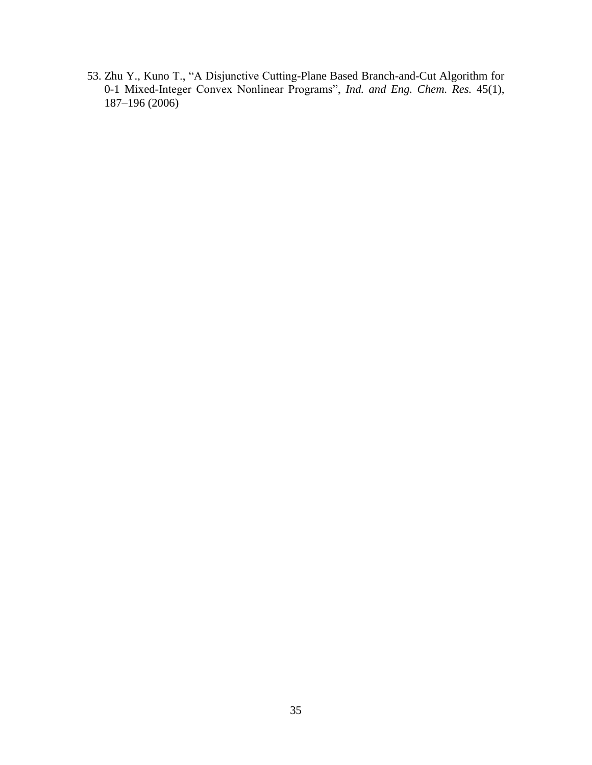53. Zhu Y., Kuno T., “A Disjunctive Cutting-Plane Based Branch-and-Cut Algorithm for 0-1 Mixed-Integer Convex Nonlinear Programs”, *Ind. and Eng. Chem. Res.* 45(1), 187–196 (2006)